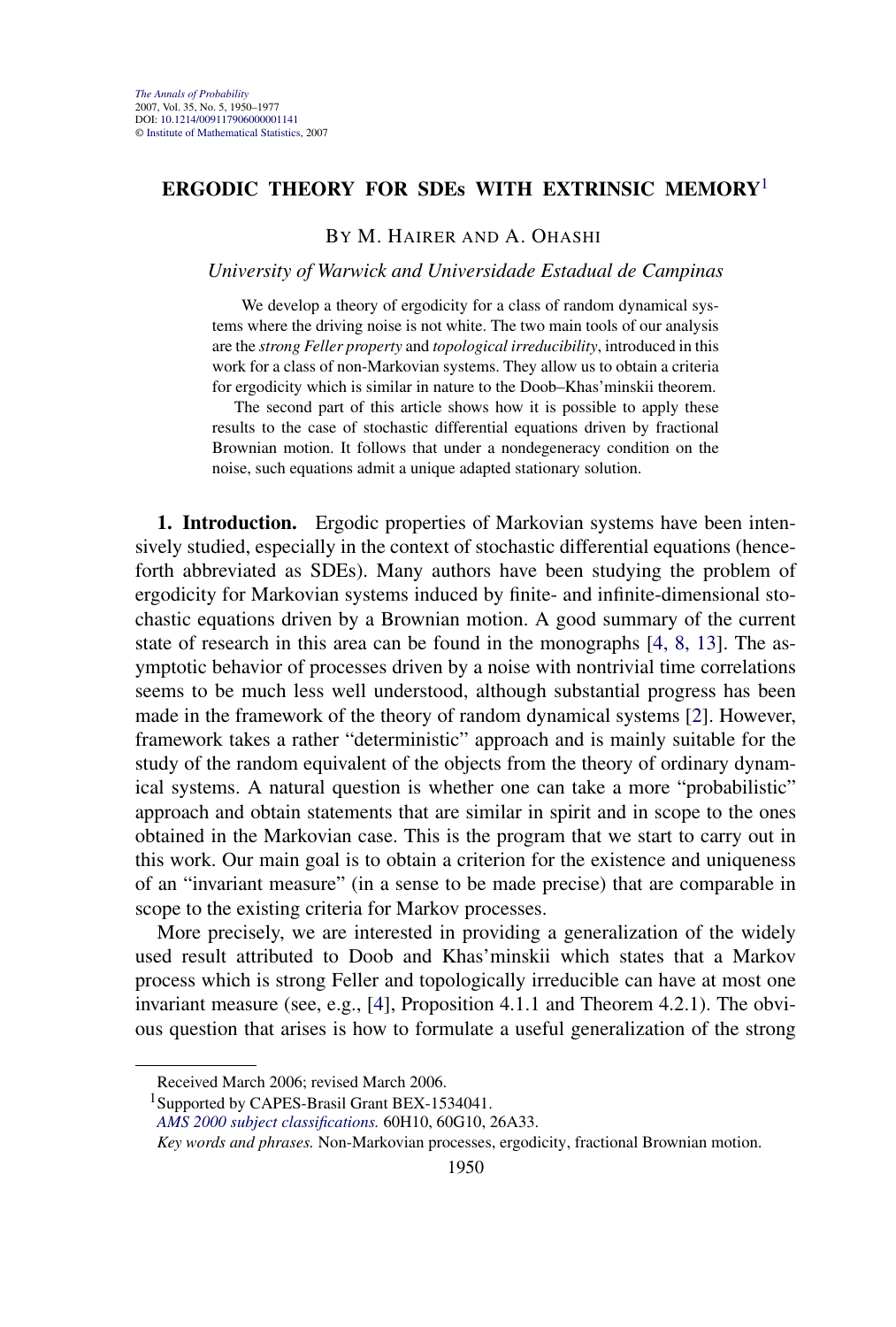# ERGODIC THEORY FOR SDEs WITH EXTRINSIC MEMORY[1]

BY M. HAIRER AND A. OHASHI

*University of Warwick and Universidade Estadual de Campinas*

We develop a theory of ergodicity for a class of random dynamical systems where the driving noise is not white. The two main tools of our analysis are the *strong Feller property* and *topological irreducibility*, introduced in this work for a class of non-Markovian systems. They allow us to obtain a criteria for ergodicity which is similar in nature to the Doob–Khas'minskii theorem.

The second part of this article shows how it is possible to apply these results to the case of stochastic differential equations driven by fractional Brownian motion. It follows that under a nondegeneracy condition on the noise, such equations admit a unique adapted stationary solution.

**1. Introduction.** Ergodic properties of Markovian systems have been intensively studied, especially in the context of stochastic differential equations (henceforth abbreviated as SDEs). Many authors have been studying the problem of ergodicity for Markovian systems induced by finite- and infinite-dimensional stochastic equations driven by a Brownian motion. A good summary of the current state of research in this area can be found in the monographs [4, 8, 13]. The asymptotic behavior of processes driven by a noise with nontrivial time correlations seems to be much less well understood, although substantial progress has been made in the framework of the theory of random dynamical systems [2]. However, framework takes a rather "deterministic" approach and is mainly suitable for the study of the random equivalent of the objects from the theory of ordinary dynamical systems. A natural question is whether one can take a more "probabilistic" approach and obtain statements that are similar in spirit and in scope to the ones obtained in the Markovian case. This is the program that we start to carry out in this work. Our main goal is to obtain a criterion for the existence and uniqueness of an "invariant measure" (in a sense to be made precise) that are comparable in scope to the existing criteria for Markov processes.

More precisely, we are interested in providing a generalization of the widely used result attributed to Doob and Khas'minskii which states that a Markov process which is strong Feller and topologically irreducible can have at most one invariant measure (see, e.g., [4], Proposition 4.1.1 and Theorem 4.2.1). The obvious question that arises is how to formulate a useful generalization of the strong

---

Received March 2006; revised March 2006.

[1]Supported by CAPES-Brasil Grant BEX-1534041.

*AMS 2000 subject classifications.* 60H10, 60G10, 26A33.

*Key words and phrases.* Non-Markovian processes, ergodicity, fractional Brownian motion.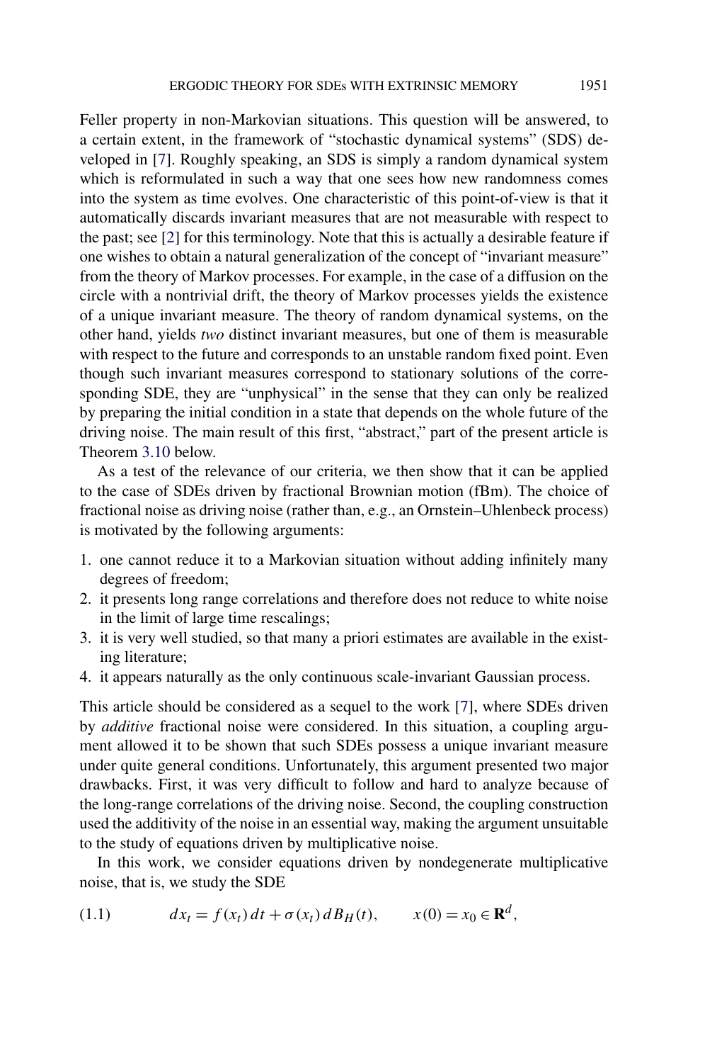Feller property in non-Markovian situations. This question will be answered, to a certain extent, in the framework of "stochastic dynamical systems" (SDS) developed in [7]. Roughly speaking, an SDS is simply a random dynamical system which is reformulated in such a way that one sees how new randomness comes into the system as time evolves. One characteristic of this point-of-view is that it automatically discards invariant measures that are not measurable with respect to the past; see [2] for this terminology. Note that this is actually a desirable feature if one wishes to obtain a natural generalization of the concept of "invariant measure" from the theory of Markov processes. For example, in the case of a diffusion on the circle with a nontrivial drift, the theory of Markov processes yields the existence of a unique invariant measure. The theory of random dynamical systems, on the other hand, yields *two* distinct invariant measures, but one of them is measurable with respect to the future and corresponds to an unstable random fixed point. Even though such invariant measures correspond to stationary solutions of the corresponding SDE, they are "unphysical" in the sense that they can only be realized by preparing the initial condition in a state that depends on the whole future of the driving noise. The main result of this first, "abstract," part of the present article is Theorem 3.10 below.

As a test of the relevance of our criteria, we then show that it can be applied to the case of SDEs driven by fractional Brownian motion (fBm). The choice of fractional noise as driving noise (rather than, e.g., an Ornstein–Uhlenbeck process) is motivated by the following arguments:

1. one cannot reduce it to a Markovian situation without adding infinitely many degrees of freedom;
2. it presents long range correlations and therefore does not reduce to white noise in the limit of large time rescalings;
3. it is very well studied, so that many a priori estimates are available in the existing literature;
4. it appears naturally as the only continuous scale-invariant Gaussian process.

This article should be considered as a sequel to the work [7], where SDEs driven by *additive* fractional noise were considered. In this situation, a coupling argument allowed it to be shown that such SDEs possess a unique invariant measure under quite general conditions. Unfortunately, this argument presented two major drawbacks. First, it was very difficult to follow and hard to analyze because of the long-range correlations of the driving noise. Second, the coupling construction used the additivity of the noise in an essential way, making the argument unsuitable to the study of equations driven by multiplicative noise.

In this work, we consider equations driven by nondegenerate multiplicative noise, that is, we study the SDE

$$dx_t = f(x_t)\,dt + \sigma(x_t)\,dB_H(t), \qquad x(0) = x_0 \in \mathbf{R}^d, \tag{1.1}$$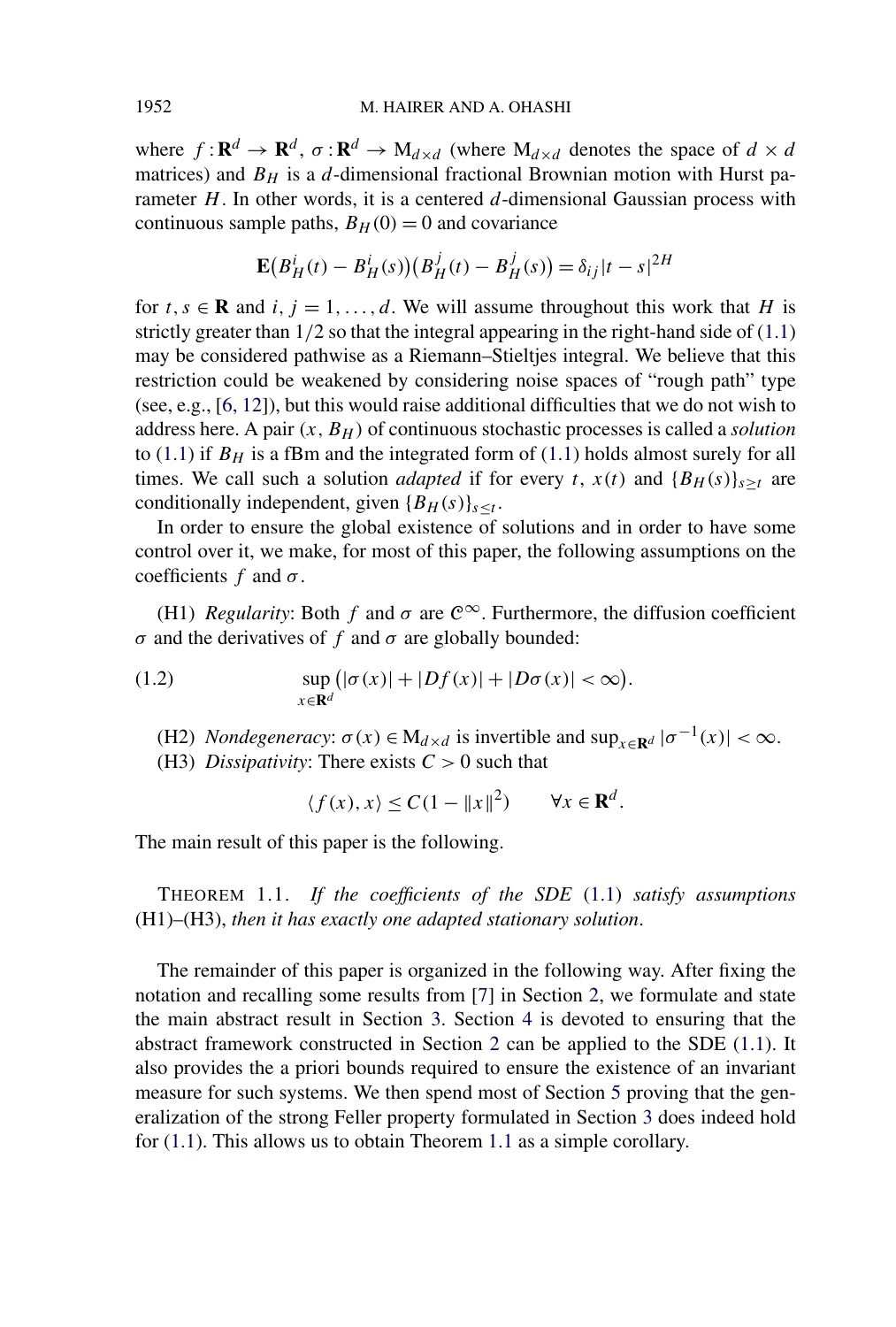where $f:\mathbf{R}^d \to \mathbf{R}^d$, $\sigma:\mathbf{R}^d \to \mathrm{M}_{d\times d}$ (where $\mathrm{M}_{d\times d}$ denotes the space of $d \times d$ matrices) and $B_H$ is a $d$-dimensional fractional Brownian motion with Hurst parameter $H$. In other words, it is a centered $d$-dimensional Gaussian process with continuous sample paths, $B_H(0) = 0$ and covariance

$$\mathbf{E}\big(B_H^i(t) - B_H^i(s)\big)\big(B_H^j(t) - B_H^j(s)\big) = \delta_{ij}|t-s|^{2H}$$

for $t, s \in \mathbf{R}$ and $i, j = 1, \dots, d$. We will assume throughout this work that $H$ is strictly greater than $1/2$ so that the integral appearing in the right-hand side of (1.1) may be considered pathwise as a Riemann–Stieltjes integral. We believe that this restriction could be weakened by considering noise spaces of "rough path" type (see, e.g., [6, 12]), but this would raise additional difficulties that we do not wish to address here. A pair $(x, B_H)$ of continuous stochastic processes is called a *solution* to (1.1) if $B_H$ is a fBm and the integrated form of (1.1) holds almost surely for all times. We call such a solution *adapted* if for every $t$, $x(t)$ and $\{B_H(s)\}_{s\geq t}$ are conditionally independent, given $\{B_H(s)\}_{s\leq t}$.

In order to ensure the global existence of solutions and in order to have some control over it, we make, for most of this paper, the following assumptions on the coefficients $f$ and $\sigma$.

(H1) *Regularity*: Both $f$ and $\sigma$ are $\mathcal{C}^\infty$. Furthermore, the diffusion coefficient $\sigma$ and the derivatives of $f$ and $\sigma$ are globally bounded:

$$\sup_{x\in\mathbf{R}^d}\big(|\sigma(x)| + |Df(x)| + |D\sigma(x)| < \infty\big). \tag{1.2}$$

(H2) *Nondegeneracy*: $\sigma(x) \in \mathrm{M}_{d\times d}$ is invertible and $\sup_{x\in\mathbf{R}^d}|\sigma^{-1}(x)| < \infty$.

(H3) *Dissipativity*: There exists $C > 0$ such that

$$\langle f(x), x\rangle \leq C(1 - \|x\|^2) \qquad \forall x \in \mathbf{R}^d.$$

The main result of this paper is the following.

THEOREM 1.1. *If the coefficients of the SDE* (1.1) *satisfy assumptions* (H1)–(H3), *then it has exactly one adapted stationary solution.*

The remainder of this paper is organized in the following way. After fixing the notation and recalling some results from [7] in Section 2, we formulate and state the main abstract result in Section 3. Section 4 is devoted to ensuring that the abstract framework constructed in Section 2 can be applied to the SDE (1.1). It also provides the a priori bounds required to ensure the existence of an invariant measure for such systems. We then spend most of Section 5 proving that the generalization of the strong Feller property formulated in Section 3 does indeed hold for (1.1). This allows us to obtain Theorem 1.1 as a simple corollary.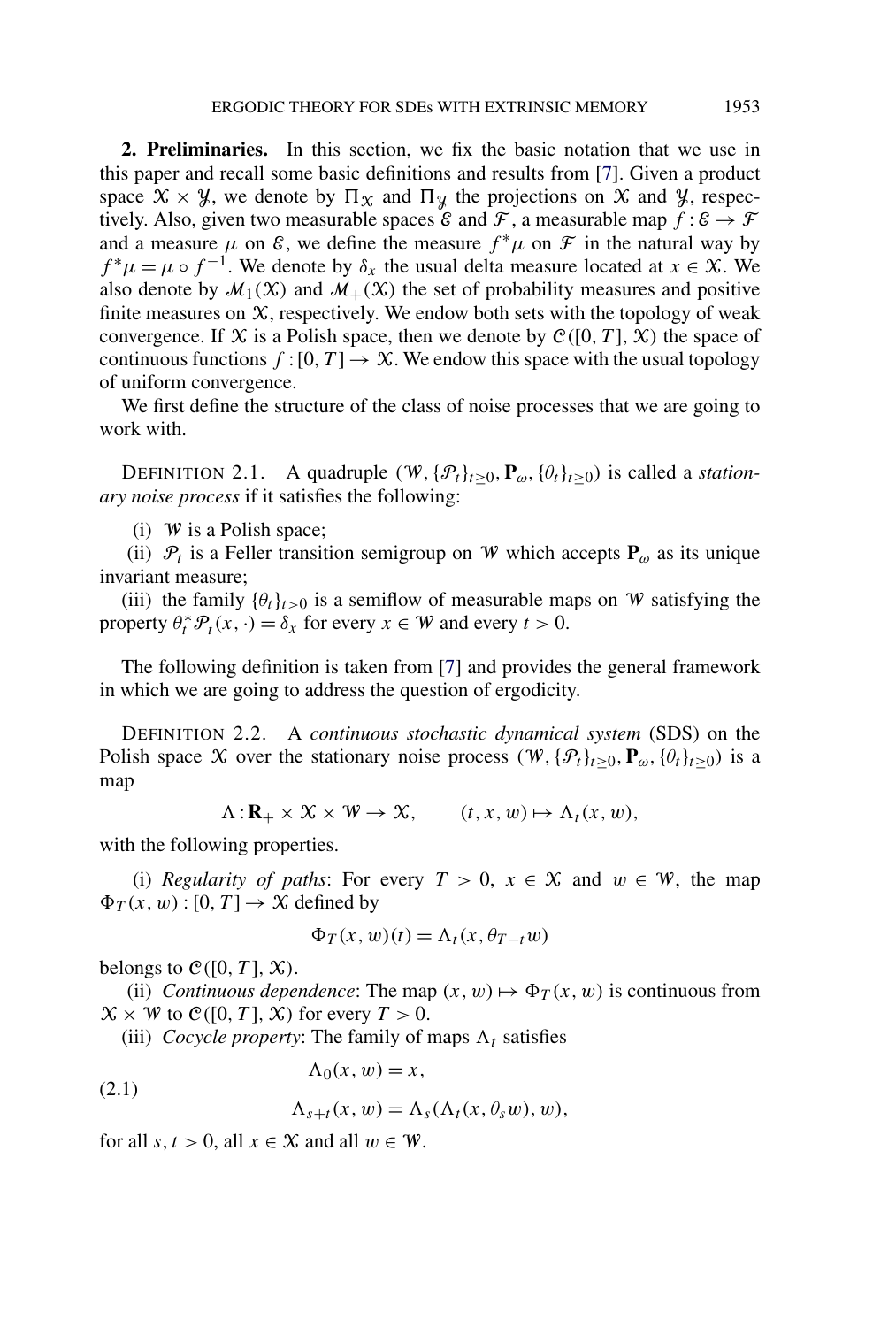**2. Preliminaries.** In this section, we fix the basic notation that we use in this paper and recall some basic definitions and results from [7]. Given a product space $\mathcal{X} \times \mathcal{Y}$, we denote by $\Pi_{\mathcal{X}}$ and $\Pi_{\mathcal{Y}}$ the projections on $\mathcal{X}$ and $\mathcal{Y}$, respectively. Also, given two measurable spaces $\mathcal{E}$ and $\mathcal{F}$, a measurable map $f : \mathcal{E} \to \mathcal{F}$ and a measure $\mu$ on $\mathcal{E}$, we define the measure $f^*\mu$ on $\mathcal{F}$ in the natural way by $f^*\mu = \mu \circ f^{-1}$. We denote by $\delta_x$ the usual delta measure located at $x \in \mathcal{X}$. We also denote by $\mathcal{M}_1(\mathcal{X})$ and $\mathcal{M}_+(\mathcal{X})$ the set of probability measures and positive finite measures on $\mathcal{X}$, respectively. We endow both sets with the topology of weak convergence. If $\mathcal{X}$ is a Polish space, then we denote by $\mathcal{C}([0, T], \mathcal{X})$ the space of continuous functions $f : [0, T] \to \mathcal{X}$. We endow this space with the usual topology of uniform convergence.

We first define the structure of the class of noise processes that we are going to work with.

DEFINITION 2.1. A quadruple $(\mathcal{W}, \{\mathcal{P}_t\}_{t\geq 0}, \mathbf{P}_\omega, \{\theta_t\}_{t\geq 0})$ is called a *stationary noise process* if it satisfies the following:

(i) $\mathcal{W}$ is a Polish space;

(ii) $\mathcal{P}_t$ is a Feller transition semigroup on $\mathcal{W}$ which accepts $\mathbf{P}_\omega$ as its unique invariant measure;

(iii) the family $\{\theta_t\}_{t>0}$ is a semiflow of measurable maps on $\mathcal{W}$ satisfying the property $\theta_t^* \mathcal{P}_t(x, \cdot) = \delta_x$ for every $x \in \mathcal{W}$ and every $t > 0$.

The following definition is taken from [7] and provides the general framework in which we are going to address the question of ergodicity.

DEFINITION 2.2. A *continuous stochastic dynamical system* (SDS) on the Polish space $\mathcal{X}$ over the stationary noise process $(\mathcal{W}, \{\mathcal{P}_t\}_{t\geq 0}, \mathbf{P}_\omega, \{\theta_t\}_{t\geq 0})$ is a map

$$\Lambda : \mathbf{R}_+ \times \mathcal{X} \times \mathcal{W} \to \mathcal{X}, \qquad (t, x, w) \mapsto \Lambda_t(x, w),$$

with the following properties.

(i) *Regularity of paths*: For every $T > 0$, $x \in \mathcal{X}$ and $w \in \mathcal{W}$, the map $\Phi_T(x, w) : [0, T] \to \mathcal{X}$ defined by

$$\Phi_T(x, w)(t) = \Lambda_t(x, \theta_{T-t} w)$$

belongs to $\mathcal{C}([0, T], \mathcal{X})$.

(ii) *Continuous dependence*: The map $(x, w) \mapsto \Phi_T(x, w)$ is continuous from $\mathcal{X} \times \mathcal{W}$ to $\mathcal{C}([0, T], \mathcal{X})$ for every $T > 0$.

(iii) *Cocycle property*: The family of maps $\Lambda_t$ satisfies

$$\begin{aligned} &\Lambda_0(x, w) = x, \\ &\Lambda_{s+t}(x, w) = \Lambda_s(\Lambda_t(x, \theta_s w), w), \end{aligned} \tag{2.1}$$

for all $s, t > 0$, all $x \in \mathcal{X}$ and all $w \in \mathcal{W}$.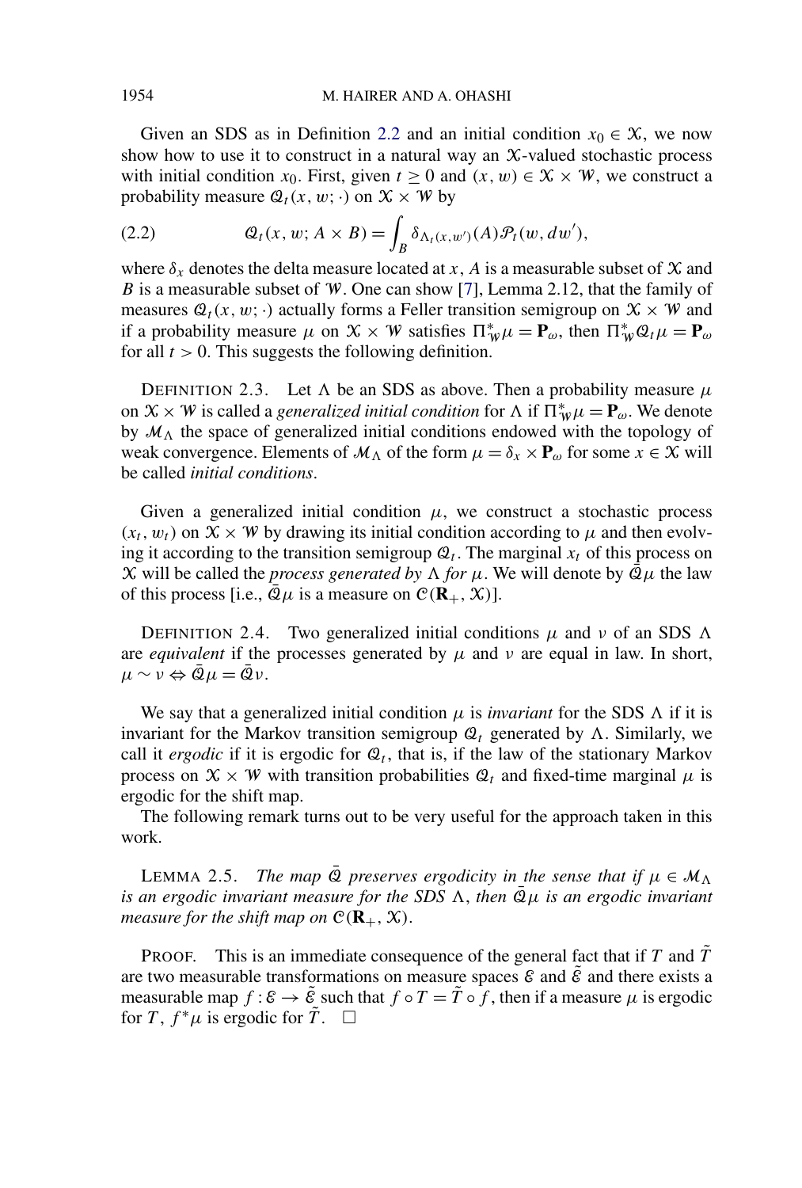Given an SDS as in Definition 2.2 and an initial condition $x_0 \in \mathcal{X}$, we now show how to use it to construct in a natural way an $\mathcal{X}$-valued stochastic process with initial condition $x_0$. First, given $t \geq 0$ and $(x, w) \in \mathcal{X} \times \mathcal{W}$, we construct a probability measure $\mathcal{Q}_t(x, w; \cdot)$ on $\mathcal{X} \times \mathcal{W}$ by

$$\mathcal{Q}_t(x, w; A \times B) = \int_B \delta_{\Lambda_t(x,w')}(A) \mathcal{P}_t(w, dw'), \tag{2.2}$$

where $\delta_x$ denotes the delta measure located at $x$, $A$ is a measurable subset of $\mathcal{X}$ and $B$ is a measurable subset of $\mathcal{W}$. One can show [7], Lemma 2.12, that the family of measures $\mathcal{Q}_t(x, w; \cdot)$ actually forms a Feller transition semigroup on $\mathcal{X} \times \mathcal{W}$ and if a probability measure $\mu$ on $\mathcal{X} \times \mathcal{W}$ satisfies $\Pi_{\mathcal{W}}^* \mu = \mathbf{P}_\omega$, then $\Pi_{\mathcal{W}}^* \mathcal{Q}_t \mu = \mathbf{P}_\omega$ for all $t > 0$. This suggests the following definition.

DEFINITION 2.3. Let $\Lambda$ be an SDS as above. Then a probability measure $\mu$ on $\mathcal{X} \times \mathcal{W}$ is called a *generalized initial condition* for $\Lambda$ if $\Pi_{\mathcal{W}}^* \mu = \mathbf{P}_\omega$. We denote by $\mathcal{M}_\Lambda$ the space of generalized initial conditions endowed with the topology of weak convergence. Elements of $\mathcal{M}_\Lambda$ of the form $\mu = \delta_x \times \mathbf{P}_\omega$ for some $x \in \mathcal{X}$ will be called *initial conditions*.

Given a generalized initial condition $\mu$, we construct a stochastic process $(x_t, w_t)$ on $\mathcal{X} \times \mathcal{W}$ by drawing its initial condition according to $\mu$ and then evolving it according to the transition semigroup $\mathcal{Q}_t$. The marginal $x_t$ of this process on $\mathcal{X}$ will be called the *process generated by* $\Lambda$ *for* $\mu$. We will denote by $\bar{\mathcal{Q}}\mu$ the law of this process [i.e., $\bar{\mathcal{Q}}\mu$ is a measure on $\mathcal{C}(\mathbf{R}_+, \mathcal{X})$].

DEFINITION 2.4. Two generalized initial conditions $\mu$ and $\nu$ of an SDS $\Lambda$ are *equivalent* if the processes generated by $\mu$ and $\nu$ are equal in law. In short, $\mu \sim \nu \Leftrightarrow \bar{\mathcal{Q}}\mu = \bar{\mathcal{Q}}\nu$.

We say that a generalized initial condition $\mu$ is *invariant* for the SDS $\Lambda$ if it is invariant for the Markov transition semigroup $\mathcal{Q}_t$ generated by $\Lambda$. Similarly, we call it *ergodic* if it is ergodic for $\mathcal{Q}_t$, that is, if the law of the stationary Markov process on $\mathcal{X} \times \mathcal{W}$ with transition probabilities $\mathcal{Q}_t$ and fixed-time marginal $\mu$ is ergodic for the shift map.

The following remark turns out to be very useful for the approach taken in this work.

LEMMA 2.5. *The map $\bar{\mathcal{Q}}$ preserves ergodicity in the sense that if $\mu \in \mathcal{M}_\Lambda$ is an ergodic invariant measure for the SDS $\Lambda$, then $\bar{\mathcal{Q}}\mu$ is an ergodic invariant measure for the shift map on $\mathcal{C}(\mathbf{R}_+, \mathcal{X})$.*

PROOF. This is an immediate consequence of the general fact that if $T$ and $\tilde{T}$ are two measurable transformations on measure spaces $\mathcal{E}$ and $\tilde{\mathcal{E}}$ and there exists a measurable map $f : \mathcal{E} \to \tilde{\mathcal{E}}$ such that $f \circ T = \tilde{T} \circ f$, then if a measure $\mu$ is ergodic for $T$, $f^*\mu$ is ergodic for $\tilde{T}$. $\square$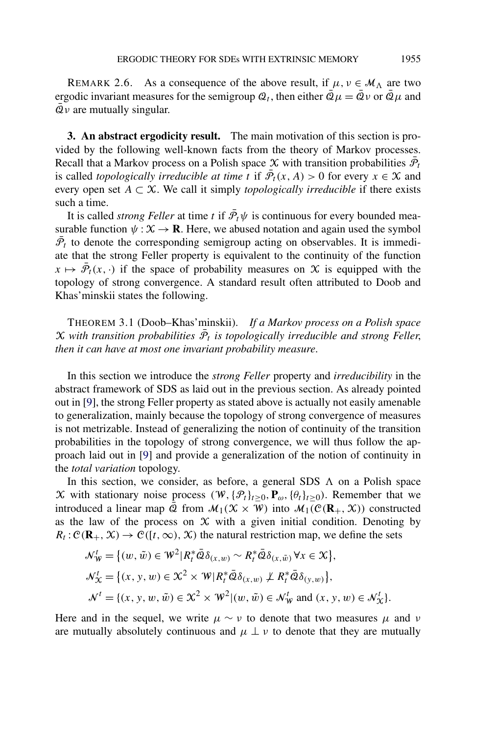REMARK 2.6. As a consequence of the above result, if $\mu, \nu \in \mathcal{M}_\Lambda$ are two ergodic invariant measures for the semigroup $\mathcal{Q}_t$, then either $\bar{\mathcal{Q}}\mu = \bar{\mathcal{Q}}\nu$ or $\bar{\mathcal{Q}}\mu$ and $\bar{\mathcal{Q}}\nu$ are mutually singular.

## 3. An abstract ergodicity result.

The main motivation of this section is provided by the following well-known facts from the theory of Markov processes. Recall that a Markov process on a Polish space $\mathcal{X}$ with transition probabilities $\bar{\mathcal{P}}_t$ is called *topologically irreducible at time t* if $\bar{\mathcal{P}}_t(x, A) > 0$ for every $x \in \mathcal{X}$ and every open set $A \subset \mathcal{X}$. We call it simply *topologically irreducible* if there exists such a time.

It is called *strong Feller* at time *t* if $\bar{\mathcal{P}}_t \psi$ is continuous for every bounded measurable function $\psi : \mathcal{X} \to \mathbf{R}$. Here, we abused notation and again used the symbol $\bar{\mathcal{P}}_t$ to denote the corresponding semigroup acting on observables. It is immediate that the strong Feller property is equivalent to the continuity of the function $x \mapsto \bar{\mathcal{P}}_t(x, \cdot)$ if the space of probability measures on $\mathcal{X}$ is equipped with the topology of strong convergence. A standard result often attributed to Doob and Khas'minskii states the following.

THEOREM 3.1 (Doob–Khas'minskii). *If a Markov process on a Polish space $\mathcal{X}$ with transition probabilities $\bar{\mathcal{P}}_t$ is topologically irreducible and strong Feller, then it can have at most one invariant probability measure.*

In this section we introduce the *strong Feller* property and *irreducibility* in the abstract framework of SDS as laid out in the previous section. As already pointed out in [9], the strong Feller property as stated above is actually not easily amenable to generalization, mainly because the topology of strong convergence of measures is not metrizable. Instead of generalizing the notion of continuity of the transition probabilities in the topology of strong convergence, we will thus follow the approach laid out in [9] and provide a generalization of the notion of continuity in the *total variation* topology.

In this section, we consider, as before, a general SDS $\Lambda$ on a Polish space $\mathcal{X}$ with stationary noise process $(\mathcal{W}, \{\mathcal{P}_t\}_{t \geq 0}, \mathbf{P}_\omega, \{\theta_t\}_{t \geq 0})$. Remember that we introduced a linear map $\bar{\mathcal{Q}}$ from $\mathcal{M}_1(\mathcal{X} \times \mathcal{W})$ into $\mathcal{M}_1(\mathcal{C}(\mathbf{R}_+, \mathcal{X}))$ constructed as the law of the process on $\mathcal{X}$ with a given initial condition. Denoting by $R_t : \mathcal{C}(\mathbf{R}_+, \mathcal{X}) \to \mathcal{C}([t, \infty), \mathcal{X})$ the natural restriction map, we define the sets

$$
\begin{aligned}
\mathcal{N}_\mathcal{W}^t &= \{(w, \tilde{w}) \in \mathcal{W}^2 | R_t^* \bar{\mathcal{Q}} \delta_{(x,w)} \sim R_t^* \bar{\mathcal{Q}} \delta_{(x,\tilde{w})} \ \forall x \in \mathcal{X}\}, \\
\mathcal{N}_\mathcal{X}^t &= \{(x, y, w) \in \mathcal{X}^2 \times \mathcal{W} | R_t^* \bar{\mathcal{Q}} \delta_{(x,w)} \not\perp R_t^* \bar{\mathcal{Q}} \delta_{(y,w)}\}, \\
\mathcal{N}^t &= \{(x, y, w, \tilde{w}) \in \mathcal{X}^2 \times \mathcal{W}^2 | (w, \tilde{w}) \in \mathcal{N}_\mathcal{W}^t \text{ and } (x, y, w) \in \mathcal{N}_\mathcal{X}^t\}.
\end{aligned}
$$

Here and in the sequel, we write $\mu \sim \nu$ to denote that two measures $\mu$ and $\nu$ are mutually absolutely continuous and $\mu \perp \nu$ to denote that they are mutually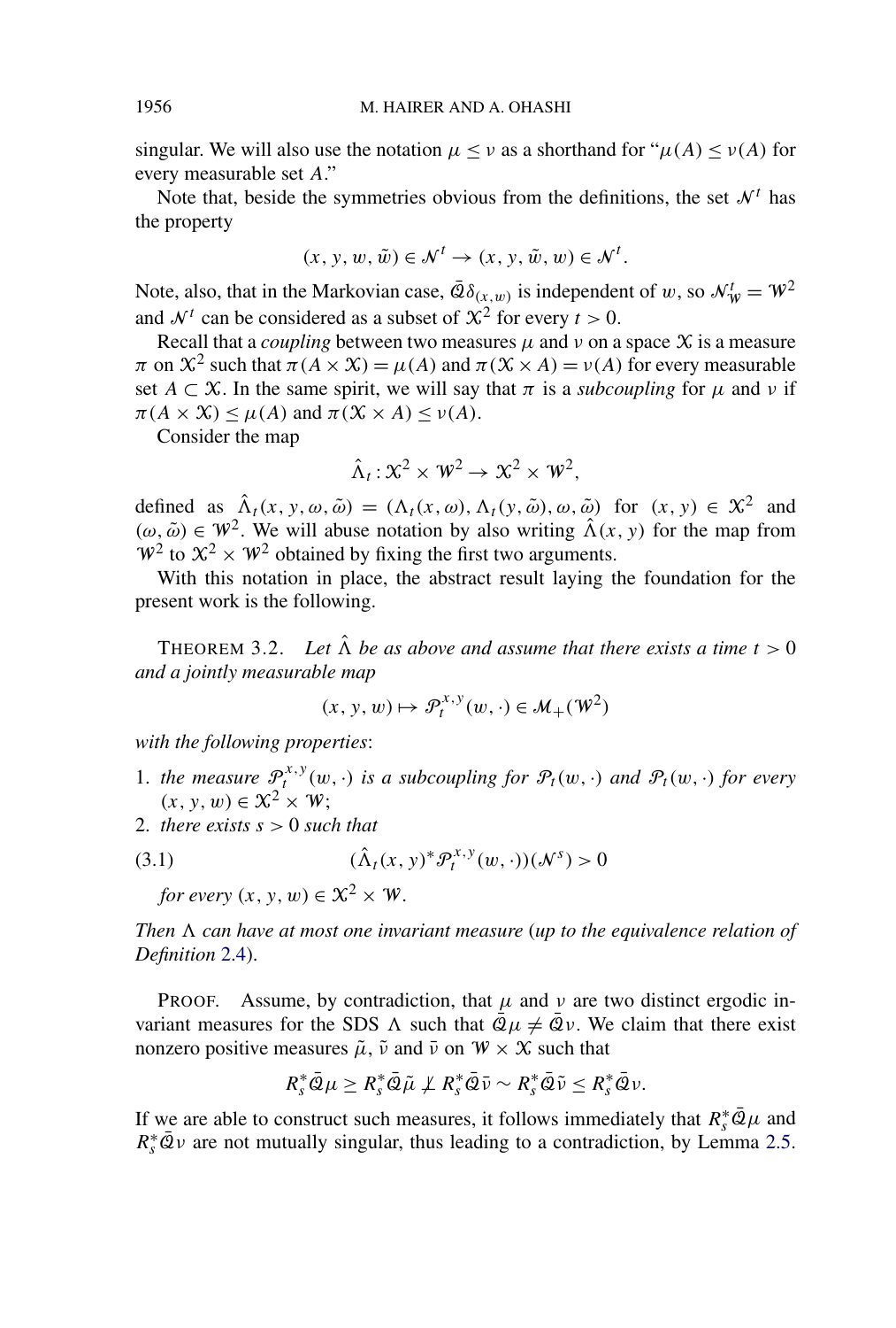singular. We will also use the notation $\mu \le \nu$ as a shorthand for "$\mu(A) \le \nu(A)$ for every measurable set $A$."

Note that, beside the symmetries obvious from the definitions, the set $\mathcal{N}^t$ has the property

$$(x, y, w, \tilde{w}) \in \mathcal{N}^t \to (x, y, \tilde{w}, w) \in \mathcal{N}^t.$$

Note, also, that in the Markovian case, $\bar{\mathcal{Q}}\delta_{(x,w)}$ is independent of $w$, so $\mathcal{N}^t_{\mathcal{W}} = \mathcal{W}^2$ and $\mathcal{N}^t$ can be considered as a subset of $\mathcal{X}^2$ for every $t > 0$.

Recall that a *coupling* between two measures $\mu$ and $\nu$ on a space $\mathcal{X}$ is a measure $\pi$ on $\mathcal{X}^2$ such that $\pi(A \times \mathcal{X}) = \mu(A)$ and $\pi(\mathcal{X} \times A) = \nu(A)$ for every measurable set $A \subset \mathcal{X}$. In the same spirit, we will say that $\pi$ is a *subcoupling* for $\mu$ and $\nu$ if $\pi(A \times \mathcal{X}) \le \mu(A)$ and $\pi(\mathcal{X} \times A) \le \nu(A)$.

Consider the map

$$\hat{\Lambda}_t : \mathcal{X}^2 \times \mathcal{W}^2 \to \mathcal{X}^2 \times \mathcal{W}^2,$$

defined as $\hat{\Lambda}_t(x, y, \omega, \tilde{\omega}) = (\Lambda_t(x, \omega), \Lambda_t(y, \tilde{\omega}), \omega, \tilde{\omega})$ for $(x, y) \in \mathcal{X}^2$ and $(\omega, \tilde{\omega}) \in \mathcal{W}^2$. We will abuse notation by also writing $\hat{\Lambda}(x, y)$ for the map from $\mathcal{W}^2$ to $\mathcal{X}^2 \times \mathcal{W}^2$ obtained by fixing the first two arguments.

With this notation in place, the abstract result laying the foundation for the present work is the following.

THEOREM 3.2. *Let $\hat{\Lambda}$ be as above and assume that there exists a time $t > 0$ and a jointly measurable map*

$$(x, y, w) \mapsto \mathcal{P}_t^{x,y}(w, \cdot) \in \mathcal{M}_+(\mathcal{W}^2)$$

*with the following properties*:

1. *the measure $\mathcal{P}_t^{x,y}(w, \cdot)$ is a subcoupling for $\mathcal{P}_t(w, \cdot)$ and $\mathcal{P}_t(w, \cdot)$ for every $(x, y, w) \in \mathcal{X}^2 \times \mathcal{W}$*;
2. *there exists $s > 0$ such that*

$$(\hat{\Lambda}_t(x, y)^* \mathcal{P}_t^{x,y}(w, \cdot))(\mathcal{N}^s) > 0 \tag{3.1}$$

*for every $(x, y, w) \in \mathcal{X}^2 \times \mathcal{W}$.*

*Then $\Lambda$ can have at most one invariant measure* (*up to the equivalence relation of Definition 2.4*).

PROOF. Assume, by contradiction, that $\mu$ and $\nu$ are two distinct ergodic invariant measures for the SDS $\Lambda$ such that $\bar{\mathcal{Q}}\mu \neq \bar{\mathcal{Q}}\nu$. We claim that there exist nonzero positive measures $\tilde{\mu}$, $\tilde{\nu}$ and $\bar{\nu}$ on $\mathcal{W} \times \mathcal{X}$ such that

$$R_s^* \bar{\mathcal{Q}}\mu \ge R_s^* \bar{\mathcal{Q}}\tilde{\mu} \not\perp R_s^* \bar{\mathcal{Q}}\bar{\nu} \sim R_s^* \bar{\mathcal{Q}}\tilde{\nu} \le R_s^* \bar{\mathcal{Q}}\nu.$$

If we are able to construct such measures, it follows immediately that $R_s^* \bar{\mathcal{Q}}\mu$ and $R_s^* \bar{\mathcal{Q}}\nu$ are not mutually singular, thus leading to a contradiction, by Lemma 2.5.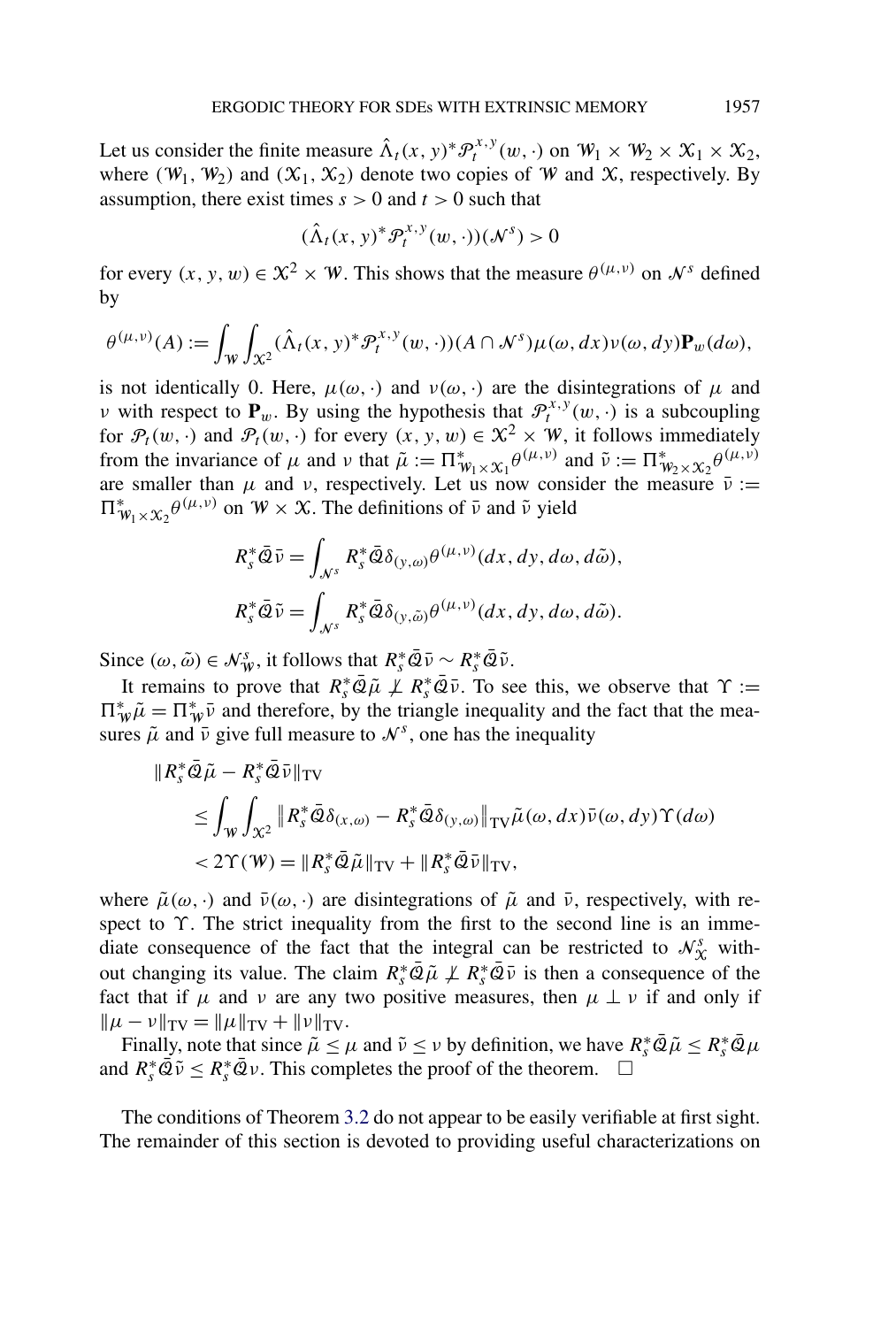Let us consider the finite measure $\hat{\Lambda}_t(x, y)^* \mathcal{P}_t^{x,y}(w, \cdot)$ on $\mathcal{W}_1 \times \mathcal{W}_2 \times \mathcal{X}_1 \times \mathcal{X}_2$, where $(\mathcal{W}_1, \mathcal{W}_2)$ and $(\mathcal{X}_1, \mathcal{X}_2)$ denote two copies of $\mathcal{W}$ and $\mathcal{X}$, respectively. By assumption, there exist times $s > 0$ and $t > 0$ such that

$$(\hat{\Lambda}_t(x, y)^* \mathcal{P}_t^{x,y}(w, \cdot))(\mathcal{N}^s) > 0$$

for every $(x, y, w) \in \mathcal{X}^2 \times \mathcal{W}$. This shows that the measure $\theta^{(\mu,\nu)}$ on $\mathcal{N}^s$ defined by

$$\theta^{(\mu,\nu)}(A) := \int_{\mathcal{W}} \int_{\mathcal{X}^2} (\hat{\Lambda}_t(x, y)^* \mathcal{P}_t^{x,y}(w, \cdot))(A \cap \mathcal{N}^s) \mu(\omega, dx) \nu(\omega, dy) \mathbf{P}_w(d\omega),$$

is not identically 0. Here, $\mu(\omega, \cdot)$ and $\nu(\omega, \cdot)$ are the disintegrations of $\mu$ and $\nu$ with respect to $\mathbf{P}_w$. By using the hypothesis that $\mathcal{P}_t^{x,y}(w, \cdot)$ is a subcoupling for $\mathcal{P}_t(w, \cdot)$ and $\mathcal{P}_t(w, \cdot)$ for every $(x, y, w) \in \mathcal{X}^2 \times \mathcal{W}$, it follows immediately from the invariance of $\mu$ and $\nu$ that $\tilde{\mu} := \Pi^*_{\mathcal{W}_1 \times \mathcal{X}_1} \theta^{(\mu,\nu)}$ and $\tilde{\nu} := \Pi^*_{\mathcal{W}_2 \times \mathcal{X}_2} \theta^{(\mu,\nu)}$ are smaller than $\mu$ and $\nu$, respectively. Let us now consider the measure $\bar{\nu} := \Pi^*_{\mathcal{W}_1 \times \mathcal{X}_2} \theta^{(\mu,\nu)}$ on $\mathcal{W} \times \mathcal{X}$. The definitions of $\bar{\nu}$ and $\tilde{\nu}$ yield

$$R_s^* \bar{\mathcal{Q}} \bar{\nu} = \int_{\mathcal{N}^s} R_s^* \bar{\mathcal{Q}} \delta_{(y,\omega)} \theta^{(\mu,\nu)}(dx, dy, d\omega, d\tilde{\omega}),$$

$$R_s^* \bar{\mathcal{Q}} \tilde{\nu} = \int_{\mathcal{N}^s} R_s^* \bar{\mathcal{Q}} \delta_{(y,\tilde{\omega})} \theta^{(\mu,\nu)}(dx, dy, d\omega, d\tilde{\omega}).$$

Since $(\omega, \tilde{\omega}) \in \mathcal{N}^s_{\mathcal{W}}$, it follows that $R_s^* \bar{\mathcal{Q}} \bar{\nu} \sim R_s^* \bar{\mathcal{Q}} \tilde{\nu}$.

It remains to prove that $R_s^* \bar{\mathcal{Q}} \tilde{\mu} \not\perp R_s^* \bar{\mathcal{Q}} \bar{\nu}$. To see this, we observe that $\Upsilon := \Pi^*_{\mathcal{W}} \tilde{\mu} = \Pi^*_{\mathcal{W}} \bar{\nu}$ and therefore, by the triangle inequality and the fact that the measures $\tilde{\mu}$ and $\bar{\nu}$ give full measure to $\mathcal{N}^s$, one has the inequality

$$\begin{aligned}
&\|R_s^* \bar{\mathcal{Q}} \tilde{\mu} - R_s^* \bar{\mathcal{Q}} \bar{\nu}\|_{\mathrm{TV}} \\
&\quad \le \int_{\mathcal{W}} \int_{\mathcal{X}^2} \|R_s^* \bar{\mathcal{Q}} \delta_{(x,\omega)} - R_s^* \bar{\mathcal{Q}} \delta_{(y,\omega)}\|_{\mathrm{TV}} \tilde{\mu}(\omega, dx) \bar{\nu}(\omega, dy) \Upsilon(d\omega) \\
&\quad < 2\Upsilon(\mathcal{W}) = \|R_s^* \bar{\mathcal{Q}} \tilde{\mu}\|_{\mathrm{TV}} + \|R_s^* \bar{\mathcal{Q}} \bar{\nu}\|_{\mathrm{TV}},
\end{aligned}$$

where $\tilde{\mu}(\omega, \cdot)$ and $\bar{\nu}(\omega, \cdot)$ are disintegrations of $\tilde{\mu}$ and $\bar{\nu}$, respectively, with respect to $\Upsilon$. The strict inequality from the first to the second line is an immediate consequence of the fact that the integral can be restricted to $\mathcal{N}^s_{\mathcal{X}}$ without changing its value. The claim $R_s^* \bar{\mathcal{Q}} \tilde{\mu} \not\perp R_s^* \bar{\mathcal{Q}} \bar{\nu}$ is then a consequence of the fact that if $\mu$ and $\nu$ are any two positive measures, then $\mu \perp \nu$ if and only if $\|\mu - \nu\|_{\mathrm{TV}} = \|\mu\|_{\mathrm{TV}} + \|\nu\|_{\mathrm{TV}}$.

Finally, note that since $\tilde{\mu} \le \mu$ and $\tilde{\nu} \le \nu$ by definition, we have $R_s^* \bar{\mathcal{Q}} \tilde{\mu} \le R_s^* \bar{\mathcal{Q}} \mu$ and $R_s^* \bar{\mathcal{Q}} \tilde{\nu} \le R_s^* \bar{\mathcal{Q}} \nu$. This completes the proof of the theorem. □

The conditions of Theorem 3.2 do not appear to be easily verifiable at first sight. The remainder of this section is devoted to providing useful characterizations on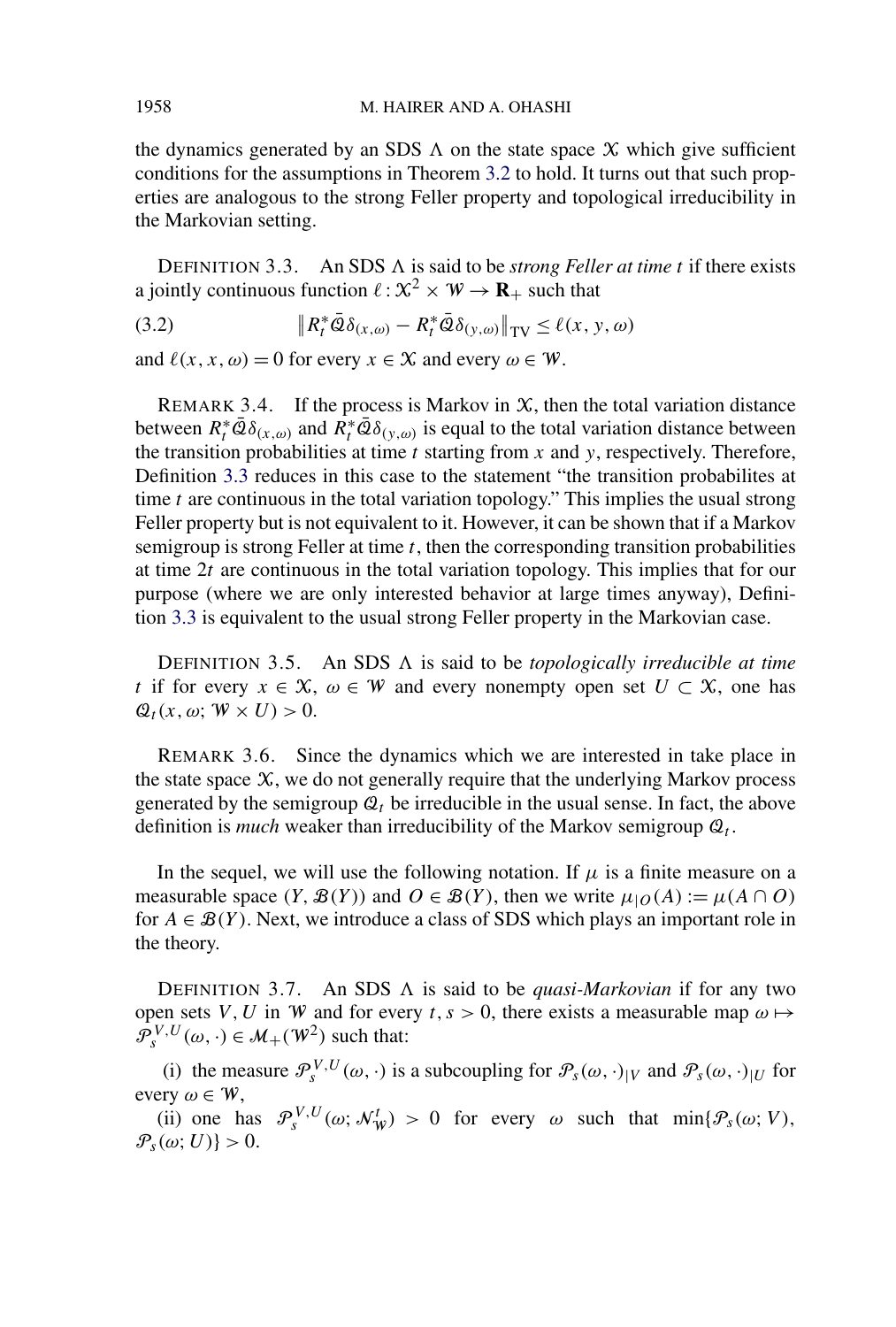the dynamics generated by an SDS $\Lambda$ on the state space $\mathcal{X}$ which give sufficient conditions for the assumptions in Theorem 3.2 to hold. It turns out that such properties are analogous to the strong Feller property and topological irreducibility in the Markovian setting.

DEFINITION 3.3. An SDS $\Lambda$ is said to be *strong Feller at time t* if there exists a jointly continuous function $\ell : \mathcal{X}^2 \times \mathcal{W} \to \mathbf{R}_+$ such that

$$\|R_t^* \bar{\mathcal{Q}} \delta_{(x,\omega)} - R_t^* \bar{\mathcal{Q}} \delta_{(y,\omega)}\|_{\mathrm{TV}} \leq \ell(x, y, \omega) \tag{3.2}$$

and $\ell(x, x, \omega) = 0$ for every $x \in \mathcal{X}$ and every $\omega \in \mathcal{W}$.

REMARK 3.4. If the process is Markov in $\mathcal{X}$, then the total variation distance between $R_t^* \bar{\mathcal{Q}} \delta_{(x,\omega)}$ and $R_t^* \bar{\mathcal{Q}} \delta_{(y,\omega)}$ is equal to the total variation distance between the transition probabilities at time $t$ starting from $x$ and $y$, respectively. Therefore, Definition 3.3 reduces in this case to the statement "the transition probabilites at time $t$ are continuous in the total variation topology." This implies the usual strong Feller property but is not equivalent to it. However, it can be shown that if a Markov semigroup is strong Feller at time $t$, then the corresponding transition probabilities at time $2t$ are continuous in the total variation topology. This implies that for our purpose (where we are only interested behavior at large times anyway), Definition 3.3 is equivalent to the usual strong Feller property in the Markovian case.

DEFINITION 3.5. An SDS $\Lambda$ is said to be *topologically irreducible at time t* if for every $x \in \mathcal{X}$, $\omega \in \mathcal{W}$ and every nonempty open set $U \subset \mathcal{X}$, one has $\mathcal{Q}_t(x, \omega; \mathcal{W} \times U) > 0$.

REMARK 3.6. Since the dynamics which we are interested in take place in the state space $\mathcal{X}$, we do not generally require that the underlying Markov process generated by the semigroup $\mathcal{Q}_t$ be irreducible in the usual sense. In fact, the above definition is *much* weaker than irreducibility of the Markov semigroup $\mathcal{Q}_t$.

In the sequel, we will use the following notation. If $\mu$ is a finite measure on a measurable space $(Y, \mathcal{B}(Y))$ and $O \in \mathcal{B}(Y)$, then we write $\mu_{|O}(A) := \mu(A \cap O)$ for $A \in \mathcal{B}(Y)$. Next, we introduce a class of SDS which plays an important role in the theory.

DEFINITION 3.7. An SDS $\Lambda$ is said to be *quasi-Markovian* if for any two open sets $V, U$ in $\mathcal{W}$ and for every $t, s > 0$, there exists a measurable map $\omega \mapsto \mathcal{P}_s^{V,U}(\omega, \cdot) \in \mathcal{M}_+(\mathcal{W}^2)$ such that:

(i) the measure $\mathcal{P}_s^{V,U}(\omega, \cdot)$ is a subcoupling for $\mathcal{P}_s(\omega, \cdot)_{|V}$ and $\mathcal{P}_s(\omega, \cdot)_{|U}$ for every $\omega \in \mathcal{W}$,

(ii) one has $\mathcal{P}_s^{V,U}(\omega; \mathcal{N}_{\mathcal{W}}^t) > 0$ for every $\omega$ such that $\min\{\mathcal{P}_s(\omega; V), \mathcal{P}_s(\omega; U)\} > 0$.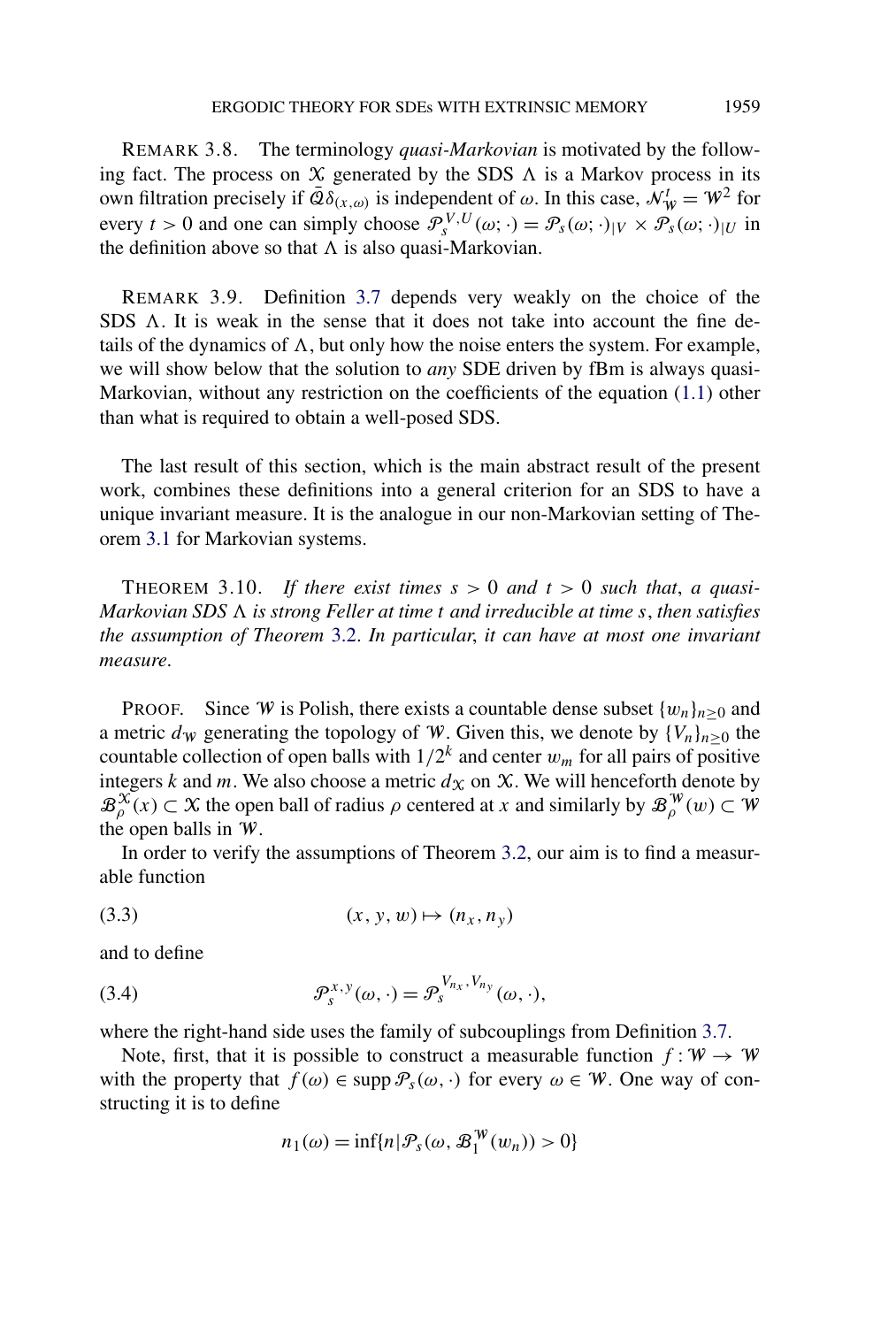REMARK 3.8. The terminology *quasi-Markovian* is motivated by the following fact. The process on $\mathcal{X}$ generated by the SDS $\Lambda$ is a Markov process in its own filtration precisely if $\bar{\mathcal{Q}}\delta_{(x,\omega)}$ is independent of $\omega$. In this case, $\mathcal{N}_{\mathcal{W}}^t = \mathcal{W}^2$ for every $t > 0$ and one can simply choose $\mathcal{P}_s^{V,U}(\omega; \cdot) = \mathcal{P}_s(\omega; \cdot)_{|V} \times \mathcal{P}_s(\omega; \cdot)_{|U}$ in the definition above so that $\Lambda$ is also quasi-Markovian.

REMARK 3.9. Definition 3.7 depends very weakly on the choice of the SDS $\Lambda$. It is weak in the sense that it does not take into account the fine details of the dynamics of $\Lambda$, but only how the noise enters the system. For example, we will show below that the solution to *any* SDE driven by fBm is always quasi-Markovian, without any restriction on the coefficients of the equation (1.1) other than what is required to obtain a well-posed SDS.

The last result of this section, which is the main abstract result of the present work, combines these definitions into a general criterion for an SDS to have a unique invariant measure. It is the analogue in our non-Markovian setting of Theorem 3.1 for Markovian systems.

THEOREM 3.10. *If there exist times $s > 0$ and $t > 0$ such that, a quasi-Markovian SDS $\Lambda$ is strong Feller at time $t$ and irreducible at time $s$, then satisfies the assumption of Theorem 3.2. In particular, it can have at most one invariant measure.*

PROOF. Since $\mathcal{W}$ is Polish, there exists a countable dense subset $\{w_n\}_{n\geq 0}$ and a metric $d_{\mathcal{W}}$ generating the topology of $\mathcal{W}$. Given this, we denote by $\{V_n\}_{n\geq 0}$ the countable collection of open balls with $1/2^k$ and center $w_m$ for all pairs of positive integers $k$ and $m$. We also choose a metric $d_{\mathcal{X}}$ on $\mathcal{X}$. We will henceforth denote by $\mathcal{B}_\rho^{\mathcal{X}}(x) \subset \mathcal{X}$ the open ball of radius $\rho$ centered at $x$ and similarly by $\mathcal{B}_\rho^{\mathcal{W}}(w) \subset \mathcal{W}$ the open balls in $\mathcal{W}$.

In order to verify the assumptions of Theorem 3.2, our aim is to find a measurable function

$$(x, y, w) \mapsto (n_x, n_y) \tag{3.3}$$

and to define

$$\mathcal{P}_s^{x,y}(\omega, \cdot) = \mathcal{P}_s^{V_{n_x}, V_{n_y}}(\omega, \cdot), \tag{3.4}$$

where the right-hand side uses the family of subcouplings from Definition 3.7.

Note, first, that it is possible to construct a measurable function $f : \mathcal{W} \to \mathcal{W}$ with the property that $f(\omega) \in \operatorname{supp} \mathcal{P}_s(\omega, \cdot)$ for every $\omega \in \mathcal{W}$. One way of constructing it is to define

$$n_1(\omega) = \inf\{n | \mathcal{P}_s(\omega, \mathcal{B}_1^{\mathcal{W}}(w_n)) > 0\}$$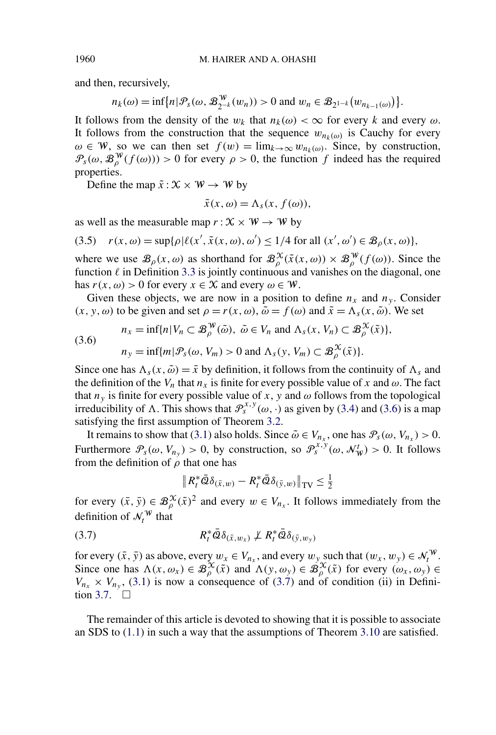and then, recursively,

$$n_k(\omega) = \inf\{n | \mathcal{P}_s(\omega, \mathcal{B}^{\mathcal{W}}_{2^{-k}}(w_n)) > 0 \text{ and } w_n \in \mathcal{B}_{2^{1-k}}(w_{n_{k-1}(\omega)})\}.$$

It follows from the density of the $w_k$ that $n_k(\omega) < \infty$ for every $k$ and every $\omega$. It follows from the construction that the sequence $w_{n_k(\omega)}$ is Cauchy for every $\omega \in \mathcal{W}$, so we can then set $f(w) = \lim_{k\to\infty} w_{n_k(\omega)}$. Since, by construction, $\mathcal{P}_s(\omega, \mathcal{B}^{\mathcal{W}}_\rho(f(\omega))) > 0$ for every $\rho > 0$, the function $f$ indeed has the required properties.

Define the map $\tilde{x} : \mathcal{X} \times \mathcal{W} \to \mathcal{W}$ by

$$\tilde{x}(x, \omega) = \Lambda_s(x, f(\omega)),$$

as well as the measurable map $r : \mathcal{X} \times \mathcal{W} \to \mathcal{W}$ by

$$r(x, \omega) = \sup\{\rho | \ell(x', \tilde{x}(x, \omega), \omega') \le 1/4 \text{ for all } (x', \omega') \in \mathcal{B}_\rho(x, \omega)\}, \tag{3.5}$$

where we use $\mathcal{B}_\rho(x, \omega)$ as shorthand for $\mathcal{B}^{\mathcal{X}}_\rho(\tilde{x}(x, \omega)) \times \mathcal{B}^{\mathcal{W}}_\rho(f(\omega))$. Since the function $\ell$ in Definition 3.3 is jointly continuous and vanishes on the diagonal, one has $r(x, \omega) > 0$ for every $x \in \mathcal{X}$ and every $\omega \in \mathcal{W}$.

Given these objects, we are now in a position to define $n_x$ and $n_y$. Consider $(x, y, \omega)$ to be given and set $\rho = r(x, \omega)$, $\tilde{\omega} = f(\omega)$ and $\tilde{x} = \Lambda_s(x, \tilde{\omega})$. We set

$$\begin{aligned} n_x &= \inf\{n | V_n \subset \mathcal{B}^{\mathcal{W}}_\rho(\tilde{\omega}),\ \tilde{\omega} \in V_n \text{ and } \Lambda_s(x, V_n) \subset \mathcal{B}^{\mathcal{X}}_\rho(\tilde{x})\}, \\ n_y &= \inf\{m | \mathcal{P}_s(\omega, V_m) > 0 \text{ and } \Lambda_s(y, V_m) \subset \mathcal{B}^{\mathcal{X}}_\rho(\tilde{x})\}. \end{aligned} \tag{3.6}$$

Since one has $\Lambda_s(x, \tilde{\omega}) = \tilde{x}$ by definition, it follows from the continuity of $\Lambda_s$ and the definition of the $V_n$ that $n_x$ is finite for every possible value of $x$ and $\omega$. The fact that $n_y$ is finite for every possible value of $x$, $y$ and $\omega$ follows from the topological irreducibility of $\Lambda$. This shows that $\mathcal{P}^{x,y}_s(\omega, \cdot)$ as given by (3.4) and (3.6) is a map satisfying the first assumption of Theorem 3.2.

It remains to show that (3.1) also holds. Since $\tilde{\omega} \in V_{n_x}$, one has $\mathcal{P}_s(\omega, V_{n_x}) > 0$. Furthermore $\mathcal{P}_s(\omega, V_{n_y}) > 0$, by construction, so $\mathcal{P}^{x,y}_s(\omega, \mathcal{N}^t_{\mathcal{W}}) > 0$. It follows from the definition of $\rho$ that one has

$$\|R^*_t \bar{\mathcal{Q}} \delta_{(\bar{x}, w)} - R^*_t \bar{\mathcal{Q}} \delta_{(\bar{y}, w)}\|_{\mathrm{TV}} \le \tfrac{1}{2}$$

for every $(\bar{x}, \bar{y}) \in \mathcal{B}^{\mathcal{X}}_\rho(\tilde{x})^2$ and every $w \in V_{n_x}$. It follows immediately from the definition of $\mathcal{N}^{\mathcal{W}}_t$ that

$$R^*_t \bar{\mathcal{Q}} \delta_{(\bar{x}, w_x)} \not\perp R^*_t \bar{\mathcal{Q}} \delta_{(\bar{y}, w_y)} \tag{3.7}$$

for every $(\bar{x}, \bar{y})$ as above, every $w_x \in V_{n_x}$, and every $w_y$ such that $(w_x, w_y) \in \mathcal{N}^{\mathcal{W}}_t$. Since one has $\Lambda(x, \omega_x) \in \mathcal{B}^{\mathcal{X}}_\rho(\tilde{x})$ and $\Lambda(y, \omega_y) \in \mathcal{B}^{\mathcal{X}}_\rho(\tilde{x})$ for every $(\omega_x, \omega_y) \in V_{n_x} \times V_{n_y}$, (3.1) is now a consequence of (3.7) and of condition (ii) in Definition 3.7. $\square$

The remainder of this article is devoted to showing that it is possible to associate an SDS to (1.1) in such a way that the assumptions of Theorem 3.10 are satisfied.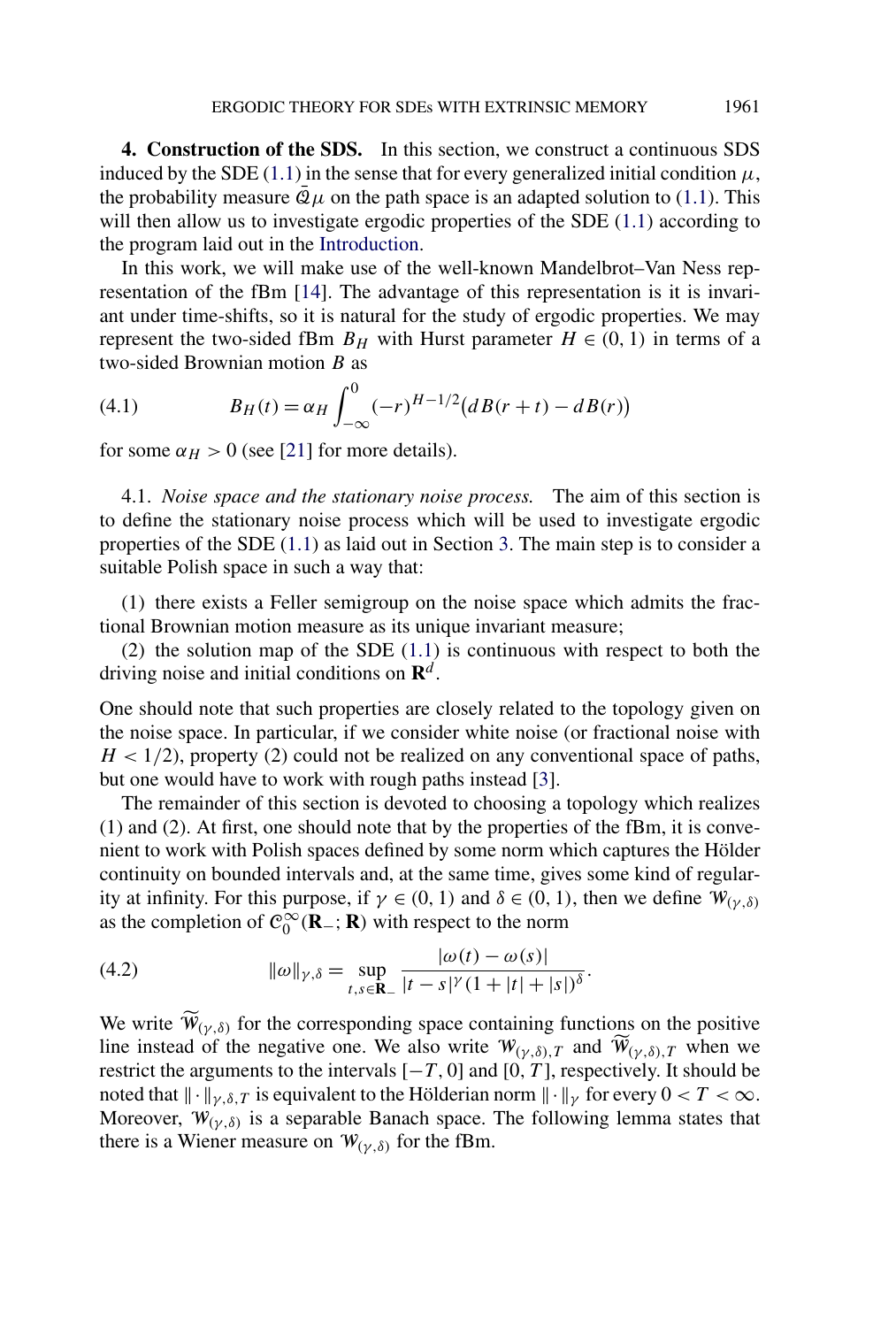**4. Construction of the SDS.** In this section, we construct a continuous SDS induced by the SDE (1.1) in the sense that for every generalized initial condition $\mu$, the probability measure $\bar{\mathcal{Q}}\mu$ on the path space is an adapted solution to (1.1). This will then allow us to investigate ergodic properties of the SDE (1.1) according to the program laid out in the Introduction.

In this work, we will make use of the well-known Mandelbrot–Van Ness representation of the fBm [14]. The advantage of this representation is it is invariant under time-shifts, so it is natural for the study of ergodic properties. We may represent the two-sided fBm $B_H$ with Hurst parameter $H \in (0, 1)$ in terms of a two-sided Brownian motion $B$ as

$$B_H(t) = \alpha_H \int_{-\infty}^{0} (-r)^{H-1/2} \big(dB(r+t) - dB(r)\big) \tag{4.1}$$

for some $\alpha_H > 0$ (see [21] for more details).

4.1. *Noise space and the stationary noise process.* The aim of this section is to define the stationary noise process which will be used to investigate ergodic properties of the SDE (1.1) as laid out in Section 3. The main step is to consider a suitable Polish space in such a way that:

(1) there exists a Feller semigroup on the noise space which admits the fractional Brownian motion measure as its unique invariant measure;

(2) the solution map of the SDE (1.1) is continuous with respect to both the driving noise and initial conditions on $\mathbf{R}^d$.

One should note that such properties are closely related to the topology given on the noise space. In particular, if we consider white noise (or fractional noise with $H < 1/2$), property (2) could not be realized on any conventional space of paths, but one would have to work with rough paths instead [3].

The remainder of this section is devoted to choosing a topology which realizes (1) and (2). At first, one should note that by the properties of the fBm, it is convenient to work with Polish spaces defined by some norm which captures the Hölder continuity on bounded intervals and, at the same time, gives some kind of regularity at infinity. For this purpose, if $\gamma \in (0, 1)$ and $\delta \in (0, 1)$, then we define $\mathcal{W}_{(\gamma,\delta)}$ as the completion of $\mathcal{C}_0^\infty(\mathbf{R}_-; \mathbf{R})$ with respect to the norm

$$\|\omega\|_{\gamma,\delta} = \sup_{t,s \in \mathbf{R}_-} \frac{|\omega(t) - \omega(s)|}{|t-s|^\gamma (1 + |t| + |s|)^\delta}. \tag{4.2}$$

We write $\widetilde{\mathcal{W}}_{(\gamma,\delta)}$ for the corresponding space containing functions on the positive line instead of the negative one. We also write $\mathcal{W}_{(\gamma,\delta),T}$ and $\widetilde{\mathcal{W}}_{(\gamma,\delta),T}$ when we restrict the arguments to the intervals $[-T, 0]$ and $[0, T]$, respectively. It should be noted that $\|\cdot\|_{\gamma,\delta,T}$ is equivalent to the Hölderian norm $\|\cdot\|_\gamma$ for every $0 < T < \infty$. Moreover, $\mathcal{W}_{(\gamma,\delta)}$ is a separable Banach space. The following lemma states that there is a Wiener measure on $\mathcal{W}_{(\gamma,\delta)}$ for the fBm.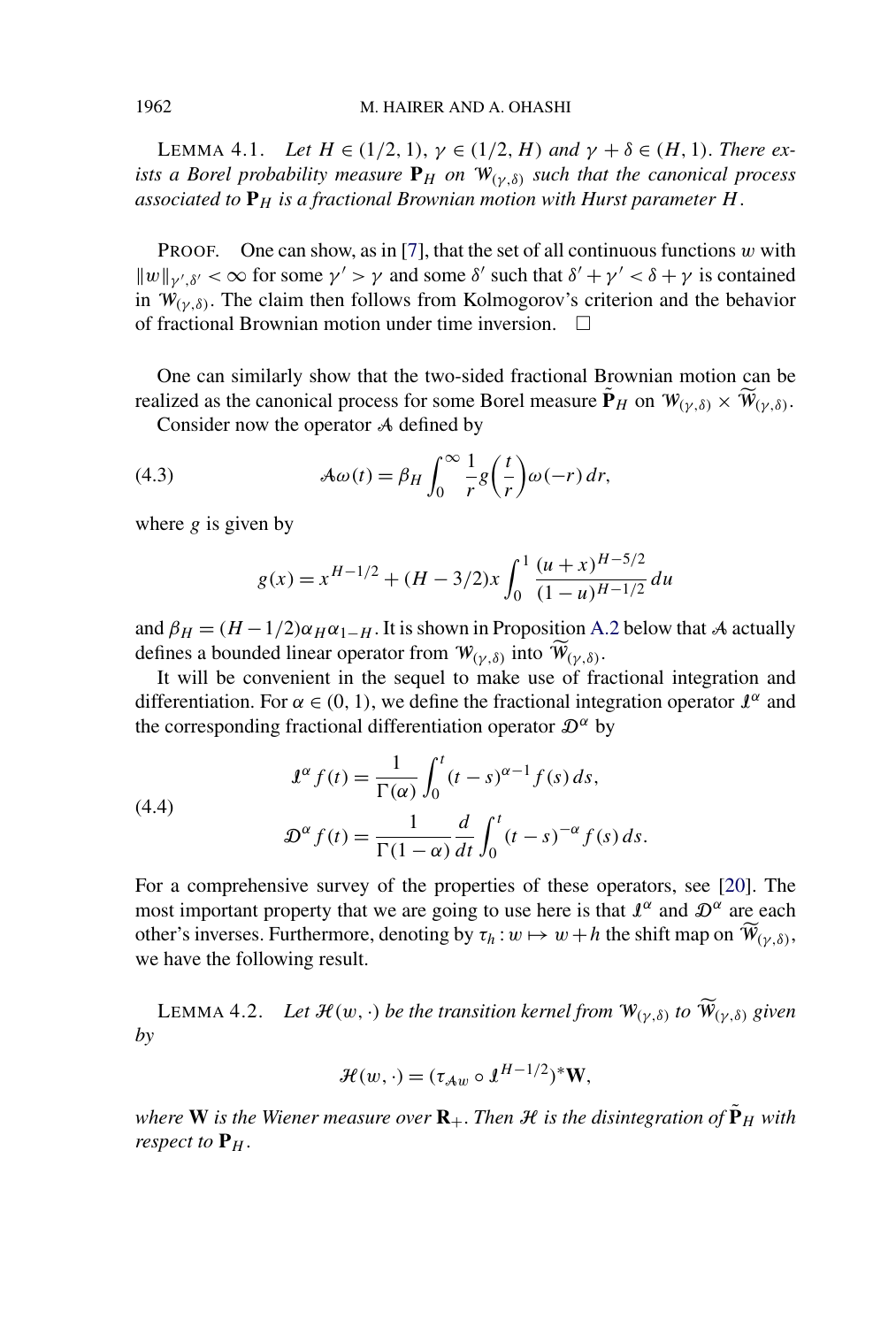**Lemma 4.1.** *Let $H \in (1/2, 1)$, $\gamma \in (1/2, H)$ and $\gamma + \delta \in (H, 1)$. There exists a Borel probability measure $\mathbf{P}_H$ on $\mathcal{W}_{(\gamma,\delta)}$ such that the canonical process associated to $\mathbf{P}_H$ is a fractional Brownian motion with Hurst parameter $H$.*

Proof. One can show, as in [7], that the set of all continuous functions $w$ with $\|w\|_{\gamma',\delta'} < \infty$ for some $\gamma' > \gamma$ and some $\delta'$ such that $\delta' + \gamma' < \delta + \gamma$ is contained in $\mathcal{W}_{(\gamma,\delta)}$. The claim then follows from Kolmogorov's criterion and the behavior of fractional Brownian motion under time inversion. $\square$

One can similarly show that the two-sided fractional Brownian motion can be realized as the canonical process for some Borel measure $\tilde{\mathbf{P}}_H$ on $\mathcal{W}_{(\gamma,\delta)} \times \widetilde{\mathcal{W}}_{(\gamma,\delta)}$.

Consider now the operator $\mathcal{A}$ defined by

$$\mathcal{A}\omega(t) = \beta_H \int_0^\infty \frac{1}{r} g\left(\frac{t}{r}\right) \omega(-r)\, dr, \tag{4.3}$$

where $g$ is given by

$$g(x) = x^{H-1/2} + (H - 3/2)x \int_0^1 \frac{(u+x)^{H-5/2}}{(1-u)^{H-1/2}}\, du$$

and $\beta_H = (H - 1/2)\alpha_H \alpha_{1-H}$. It is shown in Proposition A.2 below that $\mathcal{A}$ actually defines a bounded linear operator from $\mathcal{W}_{(\gamma,\delta)}$ into $\widetilde{\mathcal{W}}_{(\gamma,\delta)}$.

It will be convenient in the sequel to make use of fractional integration and differentiation. For $\alpha \in (0, 1)$, we define the fractional integration operator $\mathcal{I}^\alpha$ and the corresponding fractional differentiation operator $\mathcal{D}^\alpha$ by

$$\begin{aligned} \mathcal{I}^\alpha f(t) &= \frac{1}{\Gamma(\alpha)} \int_0^t (t-s)^{\alpha-1} f(s)\, ds, \\ \mathcal{D}^\alpha f(t) &= \frac{1}{\Gamma(1-\alpha)} \frac{d}{dt} \int_0^t (t-s)^{-\alpha} f(s)\, ds. \end{aligned} \tag{4.4}$$

For a comprehensive survey of the properties of these operators, see [20]. The most important property that we are going to use here is that $\mathcal{I}^\alpha$ and $\mathcal{D}^\alpha$ are each other's inverses. Furthermore, denoting by $\tau_h : w \mapsto w + h$ the shift map on $\widetilde{\mathcal{W}}_{(\gamma,\delta)}$, we have the following result.

**Lemma 4.2.** *Let $\mathcal{H}(w, \cdot)$ be the transition kernel from $\mathcal{W}_{(\gamma,\delta)}$ to $\widetilde{\mathcal{W}}_{(\gamma,\delta)}$ given by*

$$\mathcal{H}(w, \cdot) = (\tau_{\mathcal{A}w} \circ \mathcal{I}^{H-1/2})^* \mathbf{W},$$

*where $\mathbf{W}$ is the Wiener measure over $\mathbf{R}_+$. Then $\mathcal{H}$ is the disintegration of $\tilde{\mathbf{P}}_H$ with respect to $\mathbf{P}_H$.*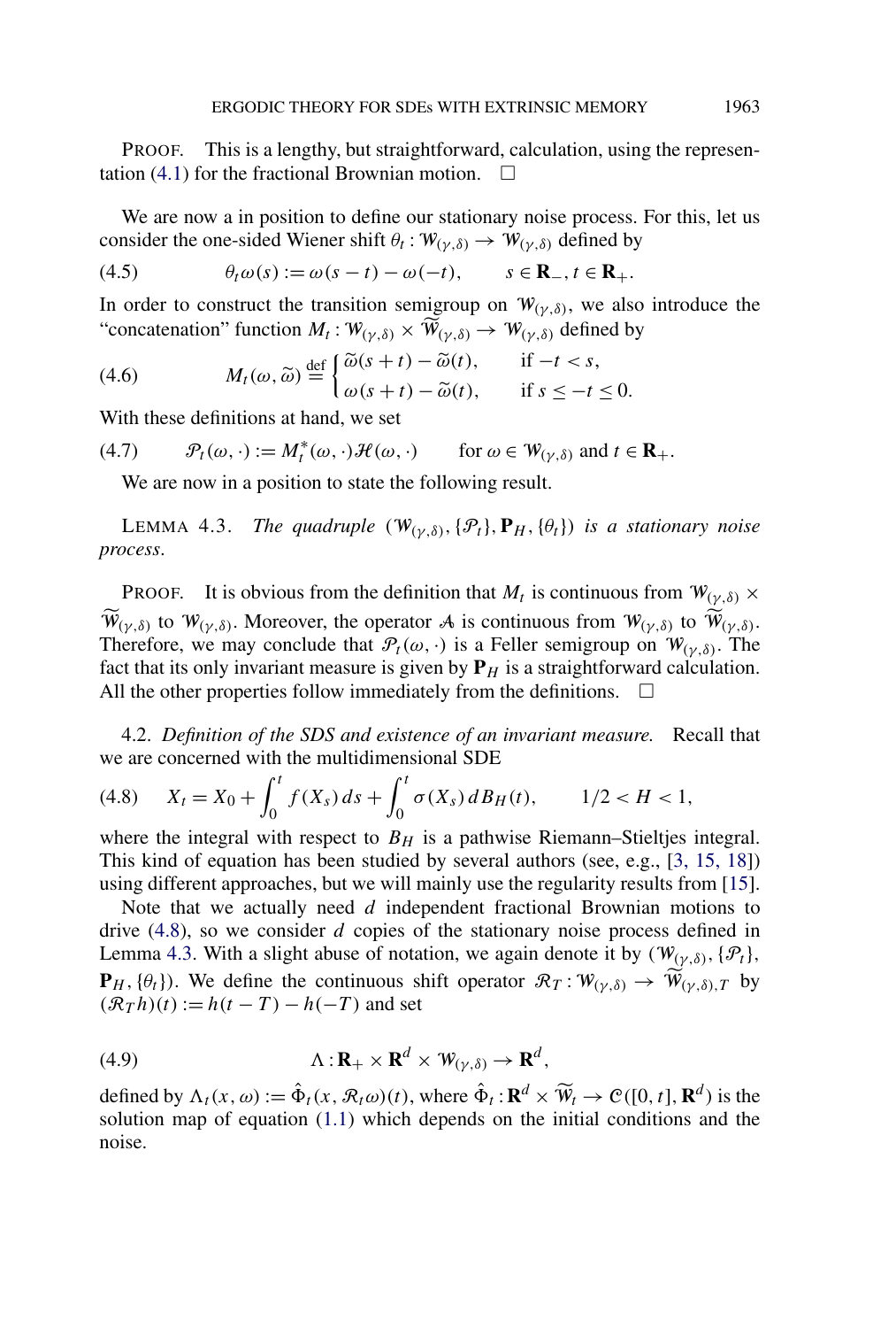PROOF. This is a lengthy, but straightforward, calculation, using the representation (4.1) for the fractional Brownian motion. □

We are now a in position to define our stationary noise process. For this, let us consider the one-sided Wiener shift $\theta_t : \mathcal{W}_{(\gamma,\delta)} \to \mathcal{W}_{(\gamma,\delta)}$ defined by

$$\theta_t \omega(s) := \omega(s-t) - \omega(-t), \qquad s \in \mathbf{R}_-, t \in \mathbf{R}_+. \tag{4.5}$$

In order to construct the transition semigroup on $\mathcal{W}_{(\gamma,\delta)}$, we also introduce the "concatenation" function $M_t : \mathcal{W}_{(\gamma,\delta)} \times \widetilde{\mathcal{W}}_{(\gamma,\delta)} \to \mathcal{W}_{(\gamma,\delta)}$ defined by

$$M_t(\omega, \widetilde{\omega}) \stackrel{\text{def}}{=} \begin{cases} \widetilde{\omega}(s+t) - \widetilde{\omega}(t), & \text{if } -t < s, \\ \omega(s+t) - \widetilde{\omega}(t), & \text{if } s \le -t \le 0. \end{cases} \tag{4.6}$$

With these definitions at hand, we set

$$\mathcal{P}_t(\omega, \cdot) := M_t^*(\omega, \cdot)\mathcal{H}(\omega, \cdot) \qquad \text{for } \omega \in \mathcal{W}_{(\gamma,\delta)} \text{ and } t \in \mathbf{R}_+. \tag{4.7}$$

We are now in a position to state the following result.

LEMMA 4.3. *The quadruple $(\mathcal{W}_{(\gamma,\delta)}, \{\mathcal{P}_t\}, \mathbf{P}_H, \{\theta_t\})$ is a stationary noise process.*

PROOF. It is obvious from the definition that $M_t$ is continuous from $\mathcal{W}_{(\gamma,\delta)} \times \widetilde{\mathcal{W}}_{(\gamma,\delta)}$ to $\mathcal{W}_{(\gamma,\delta)}$. Moreover, the operator $\mathcal{A}$ is continuous from $\mathcal{W}_{(\gamma,\delta)}$ to $\widetilde{\mathcal{W}}_{(\gamma,\delta)}$. Therefore, we may conclude that $\mathcal{P}_t(\omega, \cdot)$ is a Feller semigroup on $\mathcal{W}_{(\gamma,\delta)}$. The fact that its only invariant measure is given by $\mathbf{P}_H$ is a straightforward calculation. All the other properties follow immediately from the definitions. □

4.2. *Definition of the SDS and existence of an invariant measure.* Recall that we are concerned with the multidimensional SDE

$$X_t = X_0 + \int_0^t f(X_s)\,ds + \int_0^t \sigma(X_s)\,dB_H(t), \qquad 1/2 < H < 1, \tag{4.8}$$

where the integral with respect to $B_H$ is a pathwise Riemann–Stieltjes integral. This kind of equation has been studied by several authors (see, e.g., [3, 15, 18]) using different approaches, but we will mainly use the regularity results from [15].

Note that we actually need $d$ independent fractional Brownian motions to drive (4.8), so we consider $d$ copies of the stationary noise process defined in Lemma 4.3. With a slight abuse of notation, we again denote it by $(\mathcal{W}_{(\gamma,\delta)}, \{\mathcal{P}_t\}, \mathbf{P}_H, \{\theta_t\})$. We define the continuous shift operator $\mathcal{R}_T : \mathcal{W}_{(\gamma,\delta)} \to \widetilde{\mathcal{W}}_{(\gamma,\delta),T}$ by $(\mathcal{R}_T h)(t) := h(t-T) - h(-T)$ and set

$$\Lambda : \mathbf{R}_+ \times \mathbf{R}^d \times \mathcal{W}_{(\gamma,\delta)} \to \mathbf{R}^d, \tag{4.9}$$

defined by $\Lambda_t(x, \omega) := \hat{\Phi}_t(x, \mathcal{R}_t\omega)(t)$, where $\hat{\Phi}_t : \mathbf{R}^d \times \widetilde{\mathcal{W}}_t \to \mathcal{C}([0,t], \mathbf{R}^d)$ is the solution map of equation (1.1) which depends on the initial conditions and the noise.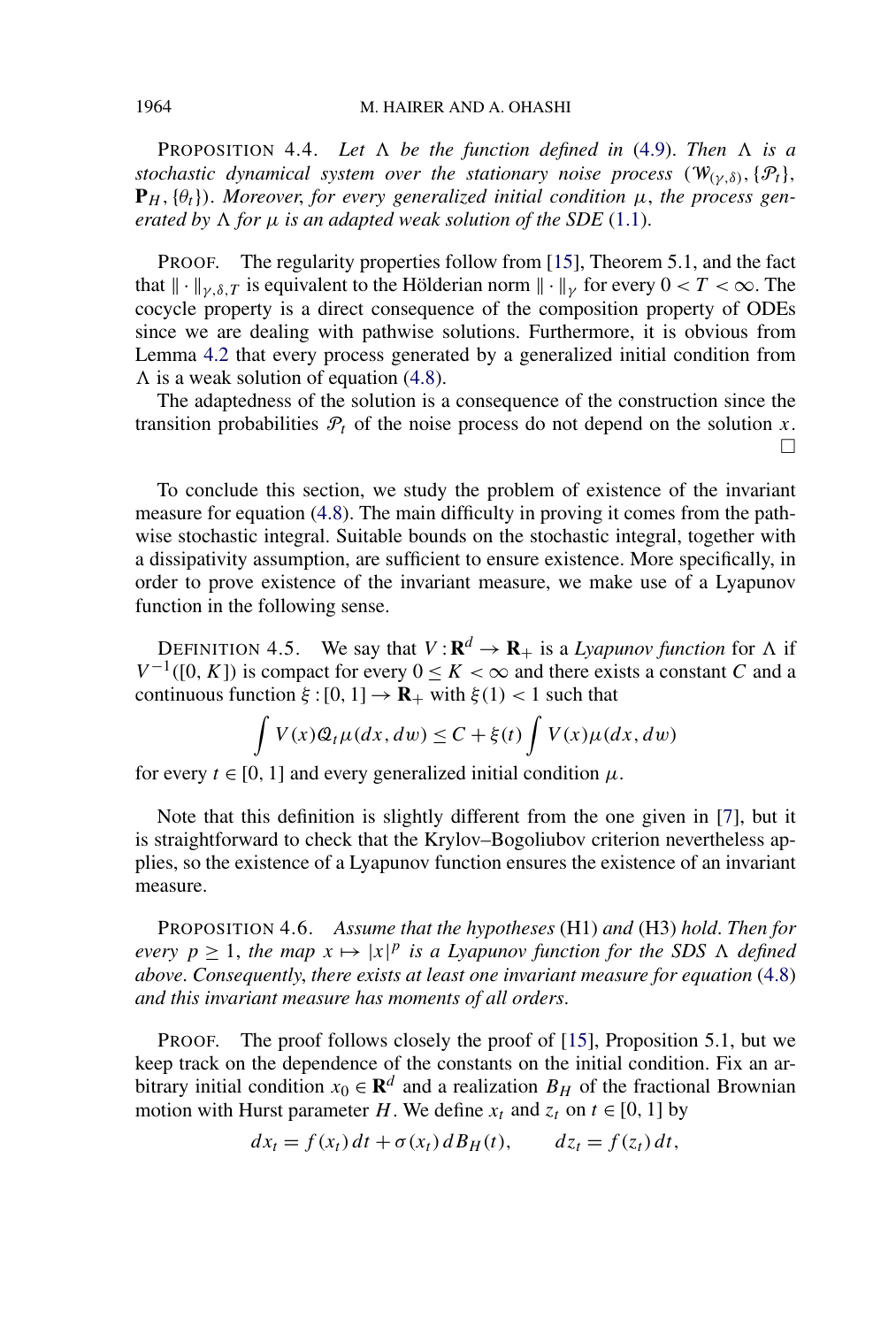PROPOSITION 4.4. *Let $\Lambda$ be the function defined in* (4.9). *Then $\Lambda$ is a stochastic dynamical system over the stationary noise process* $(\mathcal{W}_{(\gamma,\delta)}, \{\mathcal{P}_t\}, \mathbf{P}_H, \{\theta_t\})$. *Moreover, for every generalized initial condition $\mu$, the process generated by $\Lambda$ for $\mu$ is an adapted weak solution of the SDE* (1.1).

PROOF. The regularity properties follow from [15], Theorem 5.1, and the fact that $\|\cdot\|_{\gamma,\delta,T}$ is equivalent to the Hölderian norm $\|\cdot\|_{\gamma}$ for every $0 < T < \infty$. The cocycle property is a direct consequence of the composition property of ODEs since we are dealing with pathwise solutions. Furthermore, it is obvious from Lemma 4.2 that every process generated by a generalized initial condition from $\Lambda$ is a weak solution of equation (4.8).

The adaptedness of the solution is a consequence of the construction since the transition probabilities $\mathcal{P}_t$ of the noise process do not depend on the solution $x$. $\square$

To conclude this section, we study the problem of existence of the invariant measure for equation (4.8). The main difficulty in proving it comes from the pathwise stochastic integral. Suitable bounds on the stochastic integral, together with a dissipativity assumption, are sufficient to ensure existence. More specifically, in order to prove existence of the invariant measure, we make use of a Lyapunov function in the following sense.

DEFINITION 4.5. We say that $V : \mathbf{R}^d \to \mathbf{R}_+$ is a *Lyapunov function* for $\Lambda$ if $V^{-1}([0, K])$ is compact for every $0 \le K < \infty$ and there exists a constant $C$ and a continuous function $\xi : [0, 1] \to \mathbf{R}_+$ with $\xi(1) < 1$ such that

$$\int V(x)\mathcal{Q}_t \mu(dx, dw) \le C + \xi(t) \int V(x)\mu(dx, dw)$$

for every $t \in [0, 1]$ and every generalized initial condition $\mu$.

Note that this definition is slightly different from the one given in [7], but it is straightforward to check that the Krylov–Bogoliubov criterion nevertheless applies, so the existence of a Lyapunov function ensures the existence of an invariant measure.

PROPOSITION 4.6. *Assume that the hypotheses* (H1) *and* (H3) *hold. Then for every $p \ge 1$, the map $x \mapsto |x|^p$ is a Lyapunov function for the SDS $\Lambda$ defined above. Consequently, there exists at least one invariant measure for equation* (4.8) *and this invariant measure has moments of all orders.*

PROOF. The proof follows closely the proof of [15], Proposition 5.1, but we keep track on the dependence of the constants on the initial condition. Fix an arbitrary initial condition $x_0 \in \mathbf{R}^d$ and a realization $B_H$ of the fractional Brownian motion with Hurst parameter $H$. We define $x_t$ and $z_t$ on $t \in [0, 1]$ by

$$dx_t = f(x_t)\,dt + \sigma(x_t)\,dB_H(t), \qquad dz_t = f(z_t)\,dt,$$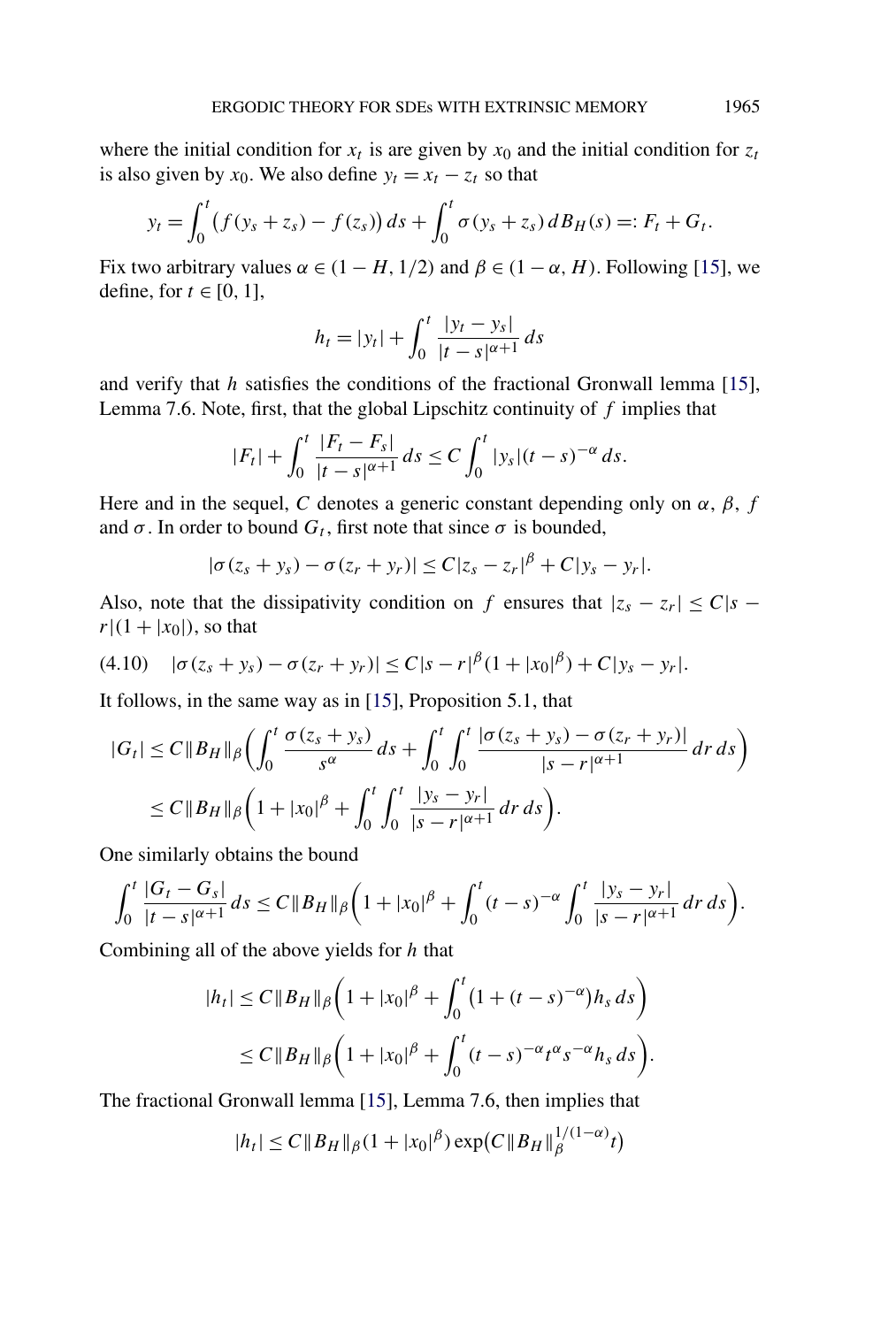where the initial condition for $x_t$ is are given by $x_0$ and the initial condition for $z_t$ is also given by $x_0$. We also define $y_t = x_t - z_t$ so that

$$y_t = \int_0^t \big(f(y_s + z_s) - f(z_s)\big)\,ds + \int_0^t \sigma(y_s + z_s)\,dB_H(s) =: F_t + G_t.$$

Fix two arbitrary values $\alpha \in (1 - H, 1/2)$ and $\beta \in (1 - \alpha, H)$. Following [15], we define, for $t \in [0, 1]$,

$$h_t = |y_t| + \int_0^t \frac{|y_t - y_s|}{|t - s|^{\alpha+1}}\,ds$$

and verify that $h$ satisfies the conditions of the fractional Gronwall lemma [15], Lemma 7.6. Note, first, that the global Lipschitz continuity of $f$ implies that

$$|F_t| + \int_0^t \frac{|F_t - F_s|}{|t - s|^{\alpha+1}}\,ds \le C \int_0^t |y_s|(t - s)^{-\alpha}\,ds.$$

Here and in the sequel, $C$ denotes a generic constant depending only on $\alpha$, $\beta$, $f$ and $\sigma$. In order to bound $G_t$, first note that since $\sigma$ is bounded,

$$|\sigma(z_s + y_s) - \sigma(z_r + y_r)| \le C|z_s - z_r|^\beta + C|y_s - y_r|.$$

Also, note that the dissipativity condition on $f$ ensures that $|z_s - z_r| \le C|s - r|(1 + |x_0|)$, so that

$$|\sigma(z_s + y_s) - \sigma(z_r + y_r)| \le C|s - r|^\beta(1 + |x_0|^\beta) + C|y_s - y_r|. \tag{4.10}$$

It follows, in the same way as in [15], Proposition 5.1, that

$$\begin{aligned}
|G_t| &\le C\|B_H\|_\beta\bigg(\int_0^t \frac{\sigma(z_s + y_s)}{s^\alpha}\,ds + \int_0^t\int_0^t \frac{|\sigma(z_s + y_s) - \sigma(z_r + y_r)|}{|s - r|^{\alpha+1}}\,dr\,ds\bigg) \\
&\le C\|B_H\|_\beta\bigg(1 + |x_0|^\beta + \int_0^t\int_0^t \frac{|y_s - y_r|}{|s - r|^{\alpha+1}}\,dr\,ds\bigg).
\end{aligned}$$

One similarly obtains the bound

$$\int_0^t \frac{|G_t - G_s|}{|t - s|^{\alpha+1}}\,ds \le C\|B_H\|_\beta\bigg(1 + |x_0|^\beta + \int_0^t (t - s)^{-\alpha}\int_0^t \frac{|y_s - y_r|}{|s - r|^{\alpha+1}}\,dr\,ds\bigg).$$

Combining all of the above yields for $h$ that

$$\begin{aligned}
|h_t| &\le C\|B_H\|_\beta\bigg(1 + |x_0|^\beta + \int_0^t \big(1 + (t - s)^{-\alpha}\big)h_s\,ds\bigg) \\
&\le C\|B_H\|_\beta\bigg(1 + |x_0|^\beta + \int_0^t (t - s)^{-\alpha}t^\alpha s^{-\alpha}h_s\,ds\bigg).
\end{aligned}$$

The fractional Gronwall lemma [15], Lemma 7.6, then implies that

$$|h_t| \le C\|B_H\|_\beta(1 + |x_0|^\beta)\exp\big(C\|B_H\|_\beta^{1/(1-\alpha)}t\big)$$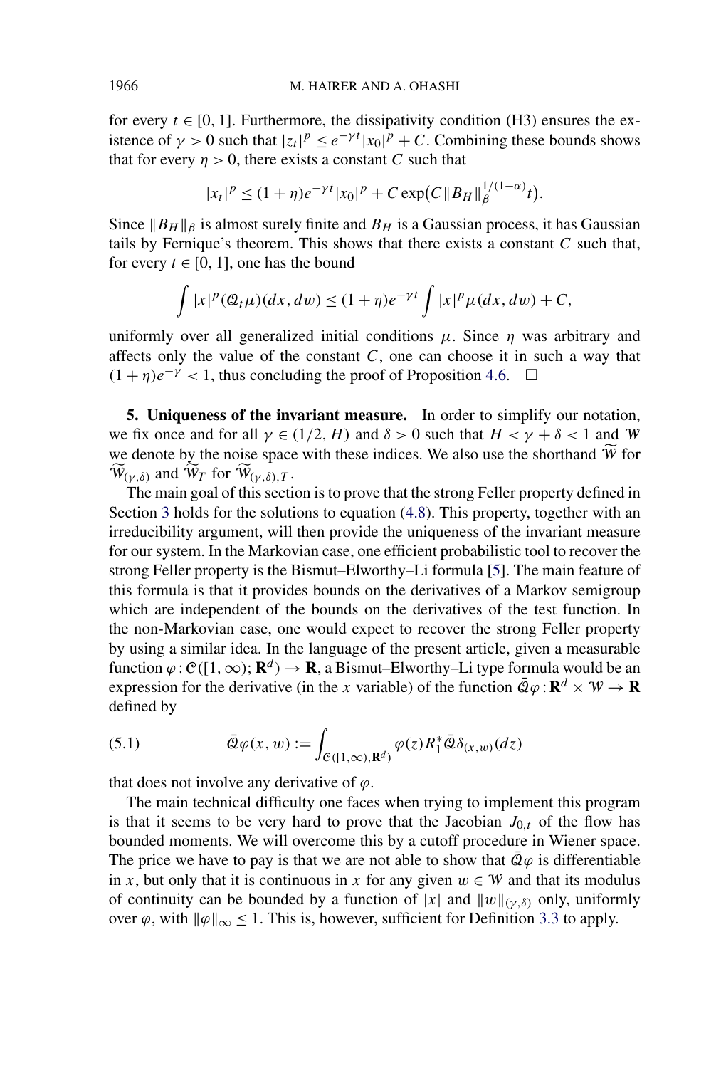for every $t \in [0, 1]$. Furthermore, the dissipativity condition (H3) ensures the existence of $\gamma > 0$ such that $|z_t|^p \le e^{-\gamma t}|x_0|^p + C$. Combining these bounds shows that for every $\eta > 0$, there exists a constant $C$ such that

$$|x_t|^p \le (1+\eta)e^{-\gamma t}|x_0|^p + C\exp\bigl(C\|B_H\|_\beta^{1/(1-\alpha)}t\bigr).$$

Since $\|B_H\|_\beta$ is almost surely finite and $B_H$ is a Gaussian process, it has Gaussian tails by Fernique's theorem. This shows that there exists a constant $C$ such that, for every $t \in [0, 1]$, one has the bound

$$\int |x|^p (\mathcal{Q}_t\mu)(dx, dw) \le (1+\eta)e^{-\gamma t}\int |x|^p \mu(dx, dw) + C,$$

uniformly over all generalized initial conditions $\mu$. Since $\eta$ was arbitrary and affects only the value of the constant $C$, one can choose it in such a way that $(1+\eta)e^{-\gamma} < 1$, thus concluding the proof of Proposition 4.6. $\square$

## 5. Uniqueness of the invariant measure.

In order to simplify our notation, we fix once and for all $\gamma \in (1/2, H)$ and $\delta > 0$ such that $H < \gamma + \delta < 1$ and $\mathcal{W}$ we denote by the noise space with these indices. We also use the shorthand $\widetilde{\mathcal{W}}$ for $\widetilde{\mathcal{W}}_{(\gamma,\delta)}$ and $\widetilde{\mathcal{W}}_T$ for $\widetilde{\mathcal{W}}_{(\gamma,\delta),T}$.

The main goal of this section is to prove that the strong Feller property defined in Section 3 holds for the solutions to equation (4.8). This property, together with an irreducibility argument, will then provide the uniqueness of the invariant measure for our system. In the Markovian case, one efficient probabilistic tool to recover the strong Feller property is the Bismut–Elworthy–Li formula [5]. The main feature of this formula is that it provides bounds on the derivatives of a Markov semigroup which are independent of the bounds on the derivatives of the test function. In the non-Markovian case, one would expect to recover the strong Feller property by using a similar idea. In the language of the present article, given a measurable function $\varphi : \mathcal{C}([1,\infty); \mathbf{R}^d) \to \mathbf{R}$, a Bismut–Elworthy–Li type formula would be an expression for the derivative (in the $x$ variable) of the function $\bar{\mathcal{Q}}\varphi : \mathbf{R}^d \times \mathcal{W} \to \mathbf{R}$ defined by

$$\bar{\mathcal{Q}}\varphi(x, w) := \int_{\mathcal{C}([1,\infty),\mathbf{R}^d)} \varphi(z) R_1^* \bar{\mathcal{Q}}\delta_{(x,w)}(dz) \tag{5.1}$$

that does not involve any derivative of $\varphi$.

The main technical difficulty one faces when trying to implement this program is that it seems to be very hard to prove that the Jacobian $J_{0,t}$ of the flow has bounded moments. We will overcome this by a cutoff procedure in Wiener space. The price we have to pay is that we are not able to show that $\bar{\mathcal{Q}}\varphi$ is differentiable in $x$, but only that it is continuous in $x$ for any given $w \in \mathcal{W}$ and that its modulus of continuity can be bounded by a function of $|x|$ and $\|w\|_{(\gamma,\delta)}$ only, uniformly over $\varphi$, with $\|\varphi\|_\infty \le 1$. This is, however, sufficient for Definition 3.3 to apply.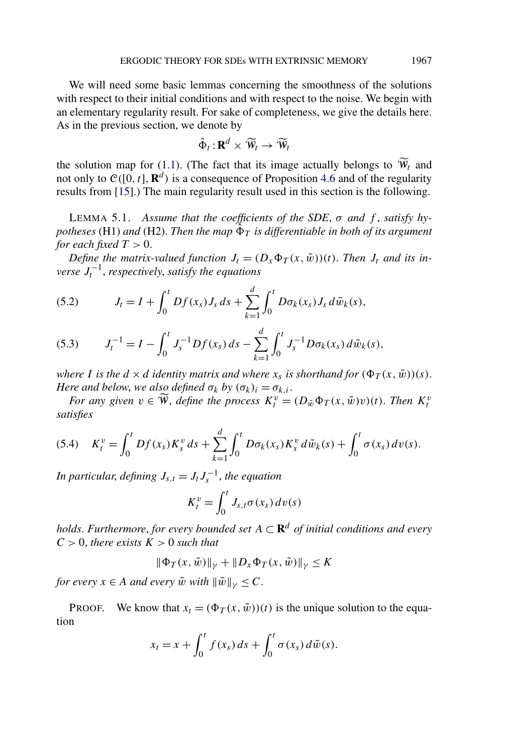We will need some basic lemmas concerning the smoothness of the solutions with respect to their initial conditions and with respect to the noise. We begin with an elementary regularity result. For sake of completeness, we give the details here. As in the previous section, we denote by

$$\hat{\Phi}_t : \mathbf{R}^d \times \widetilde{\mathcal{W}}_t \to \widetilde{\mathcal{W}}_t$$

the solution map for (1.1). (The fact that its image actually belongs to $\widetilde{\mathcal{W}}_t$ and not only to $\mathcal{C}([0,t], \mathbf{R}^d)$ is a consequence of Proposition 4.6 and of the regularity results from [15].) The main regularity result used in this section is the following.

LEMMA 5.1. *Assume that the coefficients of the SDE, $\sigma$ and $f$, satisfy hypotheses* (H1) *and* (H2). *Then the map $\hat{\Phi}_T$ is differentiable in both of its argument for each fixed $T > 0$.*

*Define the matrix-valued function $J_t = (D_x \Phi_T(x, \tilde{w}))(t)$. Then $J_t$ and its inverse $J_t^{-1}$, respectively, satisfy the equations*

$$J_t = I + \int_0^t Df(x_s) J_s \, ds + \sum_{k=1}^d \int_0^t D\sigma_k(x_s) J_s \, d\tilde{w}_k(s), \tag{5.2}$$

$$J_t^{-1} = I - \int_0^t J_s^{-1} Df(x_s) \, ds - \sum_{k=1}^d \int_0^t J_s^{-1} D\sigma_k(x_s) \, d\tilde{w}_k(s), \tag{5.3}$$

*where $I$ is the $d \times d$ identity matrix and where $x_s$ is shorthand for $(\Phi_T(x, \tilde{w}))(s)$. Here and below, we also defined $\sigma_k$ by $(\sigma_k)_i = \sigma_{k,i}$.*

*For any given $v \in \widetilde{\mathcal{W}}$, define the process $K_t^v = (D_{\tilde{w}} \Phi_T(x, \tilde{w})v)(t)$. Then $K_t^v$ satisfies*

$$K_t^v = \int_0^t Df(x_s) K_s^v \, ds + \sum_{k=1}^d \int_0^t D\sigma_k(x_s) K_s^v \, d\tilde{w}_k(s) + \int_0^t \sigma(x_s) \, dv(s). \tag{5.4}$$

*In particular, defining $J_{s,t} = J_t J_s^{-1}$, the equation*

$$K_t^v = \int_0^t J_{s,t} \sigma(x_s) \, dv(s)$$

*holds. Furthermore, for every bounded set $A \subset \mathbf{R}^d$ of initial conditions and every $C > 0$, there exists $K > 0$ such that*

$$\|\Phi_T(x, \tilde{w})\|_\gamma + \|D_x \Phi_T(x, \tilde{w})\|_\gamma \le K$$

*for every $x \in A$ and every $\tilde{w}$ with $\|\tilde{w}\|_\gamma \le C$.*

PROOF. We know that $x_t = (\Phi_T(x, \tilde{w}))(t)$ is the unique solution to the equation

$$x_t = x + \int_0^t f(x_s) \, ds + \int_0^t \sigma(x_s) \, d\tilde{w}(s).$$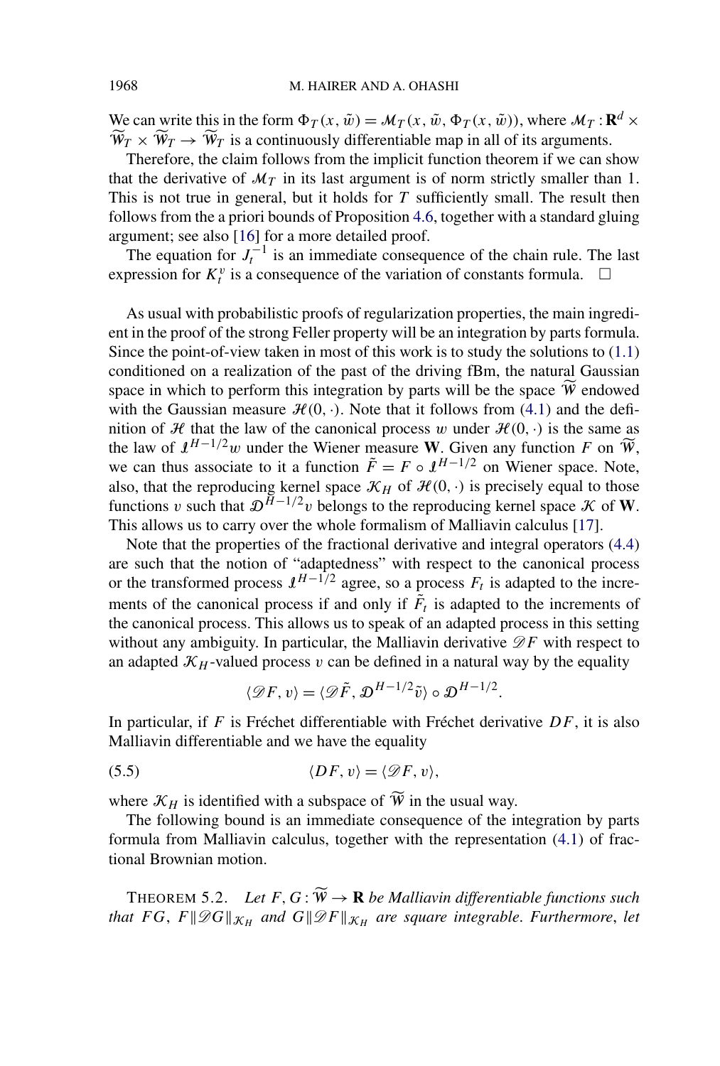We can write this in the form $\Phi_T(x, \tilde{w}) = \mathcal{M}_T(x, \tilde{w}, \Phi_T(x, \tilde{w}))$, where $\mathcal{M}_T : \mathbf{R}^d \times \widetilde{\mathcal{W}}_T \times \widetilde{\mathcal{W}}_T \to \widetilde{\mathcal{W}}_T$ is a continuously differentiable map in all of its arguments.

Therefore, the claim follows from the implicit function theorem if we can show that the derivative of $\mathcal{M}_T$ in its last argument is of norm strictly smaller than 1. This is not true in general, but it holds for $T$ sufficiently small. The result then follows from the a priori bounds of Proposition 4.6, together with a standard gluing argument; see also [16] for a more detailed proof.

The equation for $J_t^{-1}$ is an immediate consequence of the chain rule. The last expression for $K_t^v$ is a consequence of the variation of constants formula. □

As usual with probabilistic proofs of regularization properties, the main ingredient in the proof of the strong Feller property will be an integration by parts formula. Since the point-of-view taken in most of this work is to study the solutions to (1.1) conditioned on a realization of the past of the driving fBm, the natural Gaussian space in which to perform this integration by parts will be the space $\widetilde{\mathcal{W}}$ endowed with the Gaussian measure $\mathcal{H}(0, \cdot)$. Note that it follows from (4.1) and the definition of $\mathcal{H}$ that the law of the canonical process $w$ under $\mathcal{H}(0, \cdot)$ is the same as the law of $\mathcal{I}^{H-1/2}w$ under the Wiener measure $\mathbf{W}$. Given any function $F$ on $\widetilde{\mathcal{W}}$, we can thus associate to it a function $\tilde{F} = F \circ \mathcal{I}^{H-1/2}$ on Wiener space. Note, also, that the reproducing kernel space $\mathcal{K}_H$ of $\mathcal{H}(0, \cdot)$ is precisely equal to those functions $v$ such that $\mathcal{D}^{H-1/2}v$ belongs to the reproducing kernel space $\mathcal{K}$ of $\mathbf{W}$. This allows us to carry over the whole formalism of Malliavin calculus [17].

Note that the properties of the fractional derivative and integral operators (4.4) are such that the notion of "adaptedness" with respect to the canonical process or the transformed process $\mathcal{I}^{H-1/2}$ agree, so a process $F_t$ is adapted to the increments of the canonical process if and only if $\tilde{F}_t$ is adapted to the increments of the canonical process. This allows us to speak of an adapted process in this setting without any ambiguity. In particular, the Malliavin derivative $\mathscr{D}F$ with respect to an adapted $\mathcal{K}_H$-valued process $v$ can be defined in a natural way by the equality

$$\langle \mathscr{D}F, v\rangle = \langle \mathscr{D}\tilde{F}, \mathcal{D}^{H-1/2}\tilde{v}\rangle \circ \mathcal{D}^{H-1/2}.$$

In particular, if $F$ is Fréchet differentiable with Fréchet derivative $DF$, it is also Malliavin differentiable and we have the equality

$$\langle DF, v\rangle = \langle \mathscr{D}F, v\rangle, \tag{5.5}$$

where $\mathcal{K}_H$ is identified with a subspace of $\widetilde{\mathcal{W}}$ in the usual way.

The following bound is an immediate consequence of the integration by parts formula from Malliavin calculus, together with the representation (4.1) of fractional Brownian motion.

THEOREM 5.2. *Let $F, G : \widetilde{\mathcal{W}} \to \mathbf{R}$ be Malliavin differentiable functions such that $FG$, $F\|\mathscr{D}G\|_{\mathcal{K}_H}$ and $G\|\mathscr{D}F\|_{\mathcal{K}_H}$ are square integrable. Furthermore, let*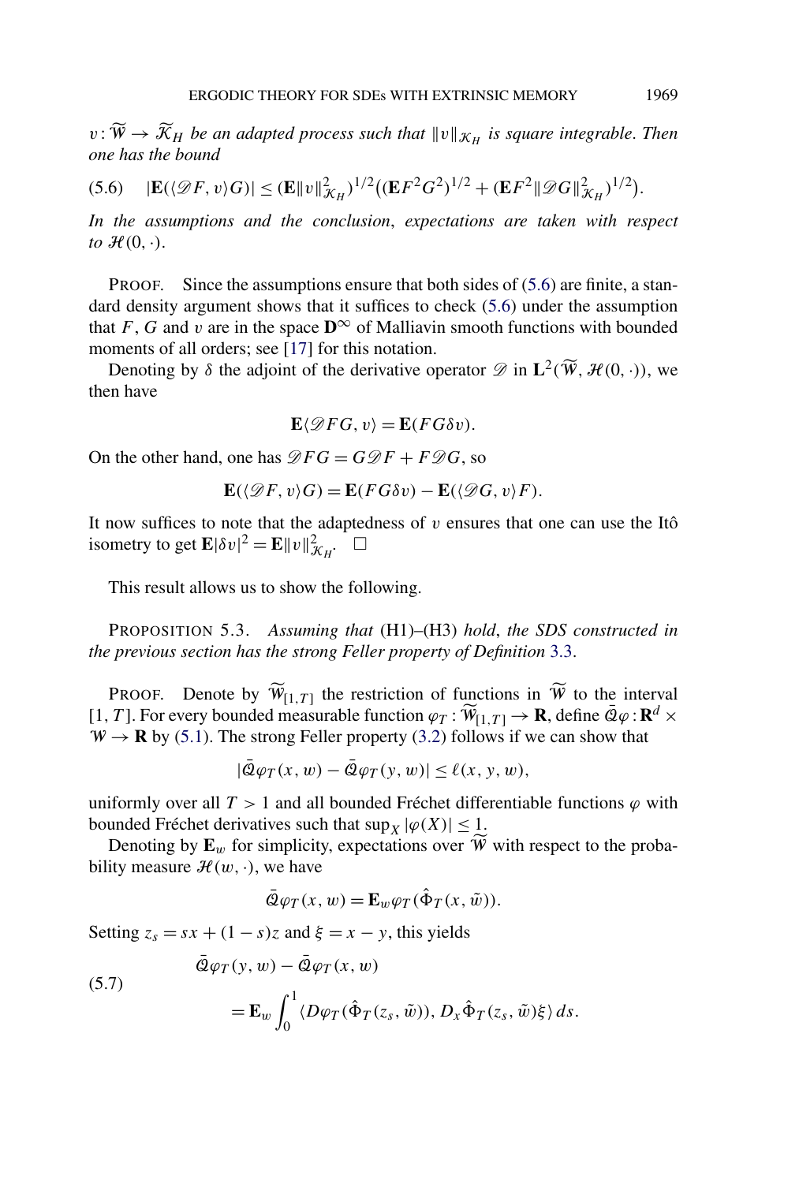*$v : \widetilde{\mathcal{W}} \to \widetilde{\mathcal{K}}_H$ be an adapted process such that $\|v\|_{\mathcal{K}_H}$ is square integrable. Then one has the bound*

$$
|\mathbf{E}(\langle \mathscr{D} F, v\rangle G)| \le (\mathbf{E}\|v\|_{\mathcal{K}_H}^2)^{1/2}\big((\mathbf{E}F^2G^2)^{1/2} + (\mathbf{E}F^2\|\mathscr{D}G\|_{\mathcal{K}_H}^2)^{1/2}\big). \tag{5.6}
$$

*In the assumptions and the conclusion, expectations are taken with respect to $\mathcal{H}(0,\cdot)$.*

PROOF. Since the assumptions ensure that both sides of (5.6) are finite, a standard density argument shows that it suffices to check (5.6) under the assumption that $F$, $G$ and $v$ are in the space $\mathbf{D}^\infty$ of Malliavin smooth functions with bounded moments of all orders; see [17] for this notation.

Denoting by $\delta$ the adjoint of the derivative operator $\mathscr{D}$ in $\mathbf{L}^2(\widetilde{\mathcal{W}}, \mathcal{H}(0,\cdot))$, we then have

$$
\mathbf{E}\langle \mathscr{D} FG, v\rangle = \mathbf{E}(FG\delta v).
$$

On the other hand, one has $\mathscr{D}FG = G\mathscr{D}F + F\mathscr{D}G$, so

$$
\mathbf{E}(\langle \mathscr{D}F, v\rangle G) = \mathbf{E}(FG\delta v) - \mathbf{E}(\langle \mathscr{D}G, v\rangle F).
$$

It now suffices to note that the adaptedness of $v$ ensures that one can use the Itô isometry to get $\mathbf{E}|\delta v|^2 = \mathbf{E}\|v\|_{\mathcal{K}_H}^2$. $\square$

This result allows us to show the following.

PROPOSITION 5.3. *Assuming that* (H1)–(H3) *hold, the SDS constructed in the previous section has the strong Feller property of Definition* 3.3.

PROOF. Denote by $\widetilde{\mathcal{W}}_{[1,T]}$ the restriction of functions in $\widetilde{\mathcal{W}}$ to the interval $[1,T]$. For every bounded measurable function $\varphi_T : \widetilde{\mathcal{W}}_{[1,T]} \to \mathbf{R}$, define $\bar{\mathcal{Q}}\varphi : \mathbf{R}^d \times \mathcal{W} \to \mathbf{R}$ by (5.1). The strong Feller property (3.2) follows if we can show that

$$
|\bar{\mathcal{Q}}\varphi_T(x,w) - \bar{\mathcal{Q}}\varphi_T(y,w)| \le \ell(x,y,w),
$$

uniformly over all $T > 1$ and all bounded Fréchet differentiable functions $\varphi$ with bounded Fréchet derivatives such that $\sup_X |\varphi(X)| \le 1$.

Denoting by $\mathbf{E}_w$ for simplicity, expectations over $\widetilde{\mathcal{W}}$ with respect to the probability measure $\mathcal{H}(w,\cdot)$, we have

$$
\bar{\mathcal{Q}}\varphi_T(x,w) = \mathbf{E}_w \varphi_T(\hat{\Phi}_T(x,\tilde{w})).
$$

Setting $z_s = sx + (1-s)z$ and $\xi = x - y$, this yields

$$
\begin{aligned}
&\bar{\mathcal{Q}}\varphi_T(y,w) - \bar{\mathcal{Q}}\varphi_T(x,w) \\
&\qquad = \mathbf{E}_w \int_0^1 \langle D\varphi_T(\hat{\Phi}_T(z_s,\tilde{w})), D_x\hat{\Phi}_T(z_s,\tilde{w})\xi\rangle\, ds.
\end{aligned} \tag{5.7}
$$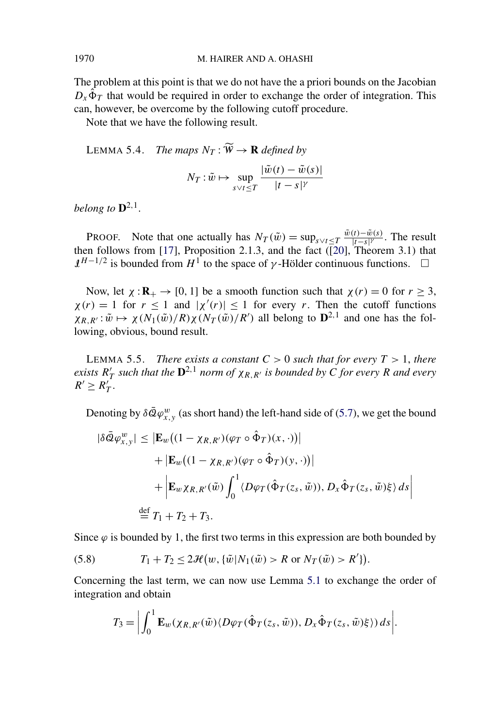The problem at this point is that we do not have the a priori bounds on the Jacobian $D_x \hat{\Phi}_T$ that would be required in order to exchange the order of integration. This can, however, be overcome by the following cutoff procedure.

Note that we have the following result.

LEMMA 5.4. *The maps* $N_T : \widetilde{\mathcal{W}} \to \mathbf{R}$ *defined by*

$$N_T : \tilde{w} \mapsto \sup_{s \vee t \leq T} \frac{|\tilde{w}(t) - \tilde{w}(s)|}{|t-s|^\gamma}$$

*belong to* $\mathbf{D}^{2,1}$.

PROOF. Note that one actually has $N_T(\tilde{w}) = \sup_{s \vee t \leq T} \frac{\tilde{w}(t) - \tilde{w}(s)}{|t-s|^\gamma}$. The result then follows from [17], Proposition 2.1.3, and the fact ([20], Theorem 3.1) that $\mathcal{I}^{H-1/2}$ is bounded from $H^1$ to the space of $\gamma$-Hölder continuous functions. □

Now, let $\chi : \mathbf{R}_+ \to [0,1]$ be a smooth function such that $\chi(r) = 0$ for $r \geq 3$, $\chi(r) = 1$ for $r \leq 1$ and $|\chi'(r)| \leq 1$ for every $r$. Then the cutoff functions $\chi_{R,R'} : \tilde{w} \mapsto \chi(N_1(\tilde{w})/R)\chi(N_T(\tilde{w})/R')$ all belong to $\mathbf{D}^{2,1}$ and one has the following, obvious, bound result.

LEMMA 5.5. *There exists a constant* $C > 0$ *such that for every* $T > 1$, *there exists* $R'_T$ *such that the* $\mathbf{D}^{2,1}$ *norm of* $\chi_{R,R'}$ *is bounded by* $C$ *for every* $R$ *and every* $R' \geq R'_T$.

Denoting by $\delta \bar{\mathcal{Q}} \varphi^w_{x,y}$ (as short hand) the left-hand side of (5.7), we get the bound

$$\begin{aligned}
|\delta \bar{\mathcal{Q}} \varphi^w_{x,y}| &\leq \big|\mathbf{E}_w\big((1-\chi_{R,R'})(\varphi_T \circ \hat{\Phi}_T)(x,\cdot)\big)\big| \\
&\quad + \big|\mathbf{E}_w\big((1-\chi_{R,R'})(\varphi_T \circ \hat{\Phi}_T)(y,\cdot)\big)\big| \\
&\quad + \left|\mathbf{E}_w \chi_{R,R'}(\tilde{w}) \int_0^1 \langle D\varphi_T(\hat{\Phi}_T(z_s,\tilde{w})), D_x \hat{\Phi}_T(z_s,\tilde{w})\xi\rangle\, ds\right| \\
&\stackrel{\text{def}}{=} T_1 + T_2 + T_3.
\end{aligned}$$

Since $\varphi$ is bounded by 1, the first two terms in this expression are both bounded by

$$T_1 + T_2 \leq 2\mathcal{H}\big(w, \{\tilde{w} | N_1(\tilde{w}) > R \text{ or } N_T(\tilde{w}) > R'\}\big). \tag{5.8}$$

Concerning the last term, we can now use Lemma 5.1 to exchange the order of integration and obtain

$$T_3 = \left|\int_0^1 \mathbf{E}_w(\chi_{R,R'}(\tilde{w})\langle D\varphi_T(\hat{\Phi}_T(z_s,\tilde{w})), D_x\hat{\Phi}_T(z_s,\tilde{w})\xi\rangle)\, ds\right|.$$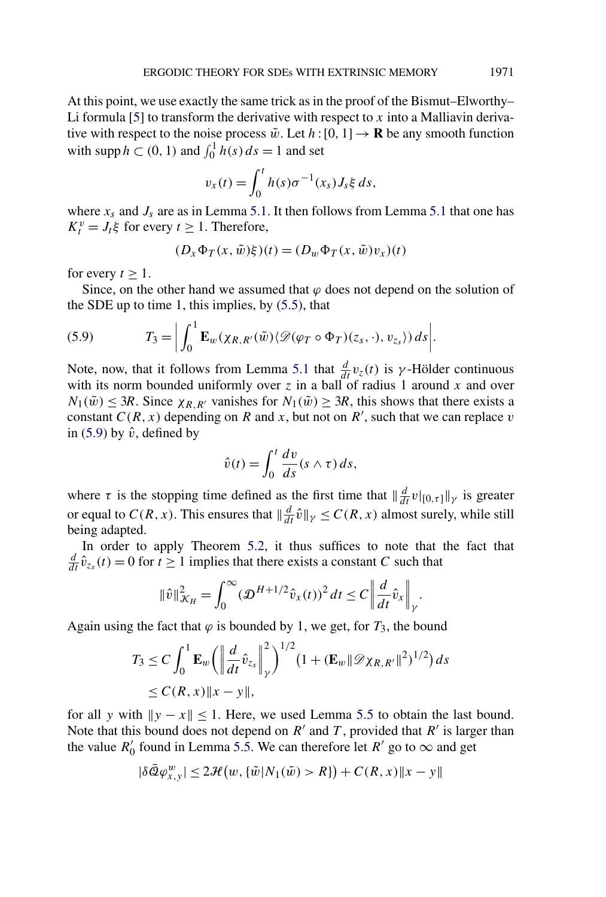At this point, we use exactly the same trick as in the proof of the Bismut–Elworthy–Li formula [5] to transform the derivative with respect to $x$ into a Malliavin derivative with respect to the noise process $\tilde{w}$. Let $h : [0, 1] \to \mathbf{R}$ be any smooth function with $\operatorname{supp} h \subset (0, 1)$ and $\int_0^1 h(s)\, ds = 1$ and set

$$v_x(t) = \int_0^t h(s) \sigma^{-1}(x_s) J_s \xi \, ds,$$

where $x_s$ and $J_s$ are as in Lemma 5.1. It then follows from Lemma 5.1 that one has $K_t^v = J_t \xi$ for every $t \geq 1$. Therefore,

$$(D_x \Phi_T(x, \tilde{w})\xi)(t) = (D_w \Phi_T(x, \tilde{w}) v_x)(t)$$

for every $t \geq 1$.

Since, on the other hand we assumed that $\varphi$ does not depend on the solution of the SDE up to time 1, this implies, by (5.5), that

$$T_3 = \left| \int_0^1 \mathbf{E}_w (\chi_{R,R'}(\tilde{w}) \langle \mathscr{D}(\varphi_T \circ \Phi_T)(z_s, \cdot), v_{z_s} \rangle)\, ds \right|. \tag{5.9}$$

Note, now, that it follows from Lemma 5.1 that $\frac{d}{dt} v_z(t)$ is $\gamma$-Hölder continuous with its norm bounded uniformly over $z$ in a ball of radius 1 around $x$ and over $N_1(\tilde{w}) \leq 3R$. Since $\chi_{R,R'}$ vanishes for $N_1(\tilde{w}) \geq 3R$, this shows that there exists a constant $C(R, x)$ depending on $R$ and $x$, but not on $R'$, such that we can replace $v$ in (5.9) by $\hat{v}$, defined by

$$\hat{v}(t) = \int_0^t \frac{dv}{ds}(s \wedge \tau)\, ds,$$

where $\tau$ is the stopping time defined as the first time that $\| \frac{d}{dt} v|_{[0,\tau]} \|_\gamma$ is greater or equal to $C(R, x)$. This ensures that $\| \frac{d}{dt} \hat{v} \|_\gamma \leq C(R, x)$ almost surely, while still being adapted.

In order to apply Theorem 5.2, it thus suffices to note that the fact that $\frac{d}{dt} \hat{v}_{z_s}(t) = 0$ for $t \geq 1$ implies that there exists a constant $C$ such that

$$\|\hat{v}\|_{\mathcal{K}_H}^2 = \int_0^\infty (\mathscr{D}^{H+1/2} \hat{v}_x(t))^2\, dt \leq C \left\| \frac{d}{dt} \hat{v}_x \right\|_\gamma.$$

Again using the fact that $\varphi$ is bounded by 1, we get, for $T_3$, the bound

$$\begin{aligned}
T_3 &\leq C \int_0^1 \mathbf{E}_w \left( \left\| \frac{d}{dt} \hat{v}_{z_s} \right\|_\gamma^2 \right)^{1/2} \left(1 + (\mathbf{E}_w \|\mathscr{D} \chi_{R,R'}\|^2)^{1/2}\right) ds \\
&\leq C(R, x) \|x - y\|,
\end{aligned}$$

for all $y$ with $\|y - x\| \leq 1$. Here, we used Lemma 5.5 to obtain the last bound. Note that this bound does not depend on $R'$ and $T$, provided that $R'$ is larger than the value $R_0'$ found in Lemma 5.5. We can therefore let $R'$ go to $\infty$ and get

$$|\delta \bar{\mathcal{Q}} \varphi_{x,y}^w| \leq 2\mathcal{H}\big(w, \{\tilde{w} | N_1(\tilde{w}) > R\}\big) + C(R, x)\|x - y\|$$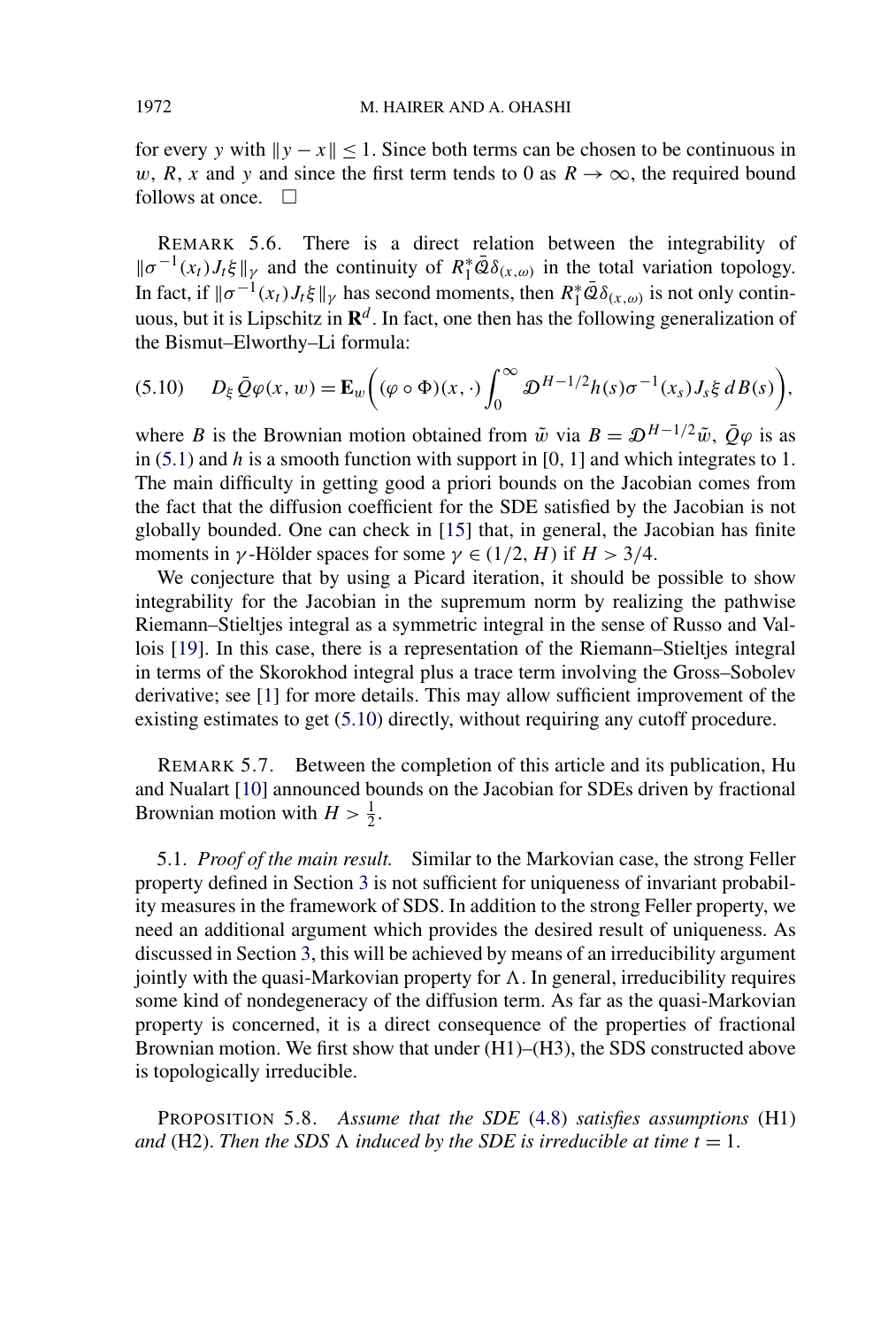for every $y$ with $\|y - x\| \le 1$. Since both terms can be chosen to be continuous in $w$, $R$, $x$ and $y$ and since the first term tends to 0 as $R \to \infty$, the required bound follows at once. $\square$

REMARK 5.6. There is a direct relation between the integrability of $\|\sigma^{-1}(x_t) J_t \xi\|_\gamma$ and the continuity of $R_1^* \bar{\mathcal{Q}} \delta_{(x,\omega)}$ in the total variation topology. In fact, if $\|\sigma^{-1}(x_t) J_t \xi\|_\gamma$ has second moments, then $R_1^* \bar{\mathcal{Q}} \delta_{(x,\omega)}$ is not only continuous, but it is Lipschitz in $\mathbf{R}^d$. In fact, one then has the following generalization of the Bismut–Elworthy–Li formula:

$$D_\xi \bar{Q}\varphi(x, w) = \mathbf{E}_w \biggl( (\varphi \circ \Phi)(x, \cdot) \int_0^\infty \mathcal{D}^{H-1/2} h(s) \sigma^{-1}(x_s) J_s \xi \, dB(s) \biggr), \tag{5.10}$$

where $B$ is the Brownian motion obtained from $\tilde{w}$ via $B = \mathcal{D}^{H-1/2} \tilde{w}$, $\bar{Q}\varphi$ is as in (5.1) and $h$ is a smooth function with support in $[0, 1]$ and which integrates to 1. The main difficulty in getting good a priori bounds on the Jacobian comes from the fact that the diffusion coefficient for the SDE satisfied by the Jacobian is not globally bounded. One can check in [15] that, in general, the Jacobian has finite moments in $\gamma$-Hölder spaces for some $\gamma \in (1/2, H)$ if $H > 3/4$.

We conjecture that by using a Picard iteration, it should be possible to show integrability for the Jacobian in the supremum norm by realizing the pathwise Riemann–Stieltjes integral as a symmetric integral in the sense of Russo and Vallois [19]. In this case, there is a representation of the Riemann–Stieltjes integral in terms of the Skorokhod integral plus a trace term involving the Gross–Sobolev derivative; see [1] for more details. This may allow sufficient improvement of the existing estimates to get (5.10) directly, without requiring any cutoff procedure.

REMARK 5.7. Between the completion of this article and its publication, Hu and Nualart [10] announced bounds on the Jacobian for SDEs driven by fractional Brownian motion with $H > \frac{1}{2}$.

5.1. *Proof of the main result.* Similar to the Markovian case, the strong Feller property defined in Section 3 is not sufficient for uniqueness of invariant probability measures in the framework of SDS. In addition to the strong Feller property, we need an additional argument which provides the desired result of uniqueness. As discussed in Section 3, this will be achieved by means of an irreducibility argument jointly with the quasi-Markovian property for $\Lambda$. In general, irreducibility requires some kind of nondegeneracy of the diffusion term. As far as the quasi-Markovian property is concerned, it is a direct consequence of the properties of fractional Brownian motion. We first show that under (H1)–(H3), the SDS constructed above is topologically irreducible.

PROPOSITION 5.8. *Assume that the SDE* (4.8) *satisfies assumptions* (H1) *and* (H2). *Then the SDS* $\Lambda$ *induced by the SDE is irreducible at time* $t = 1$.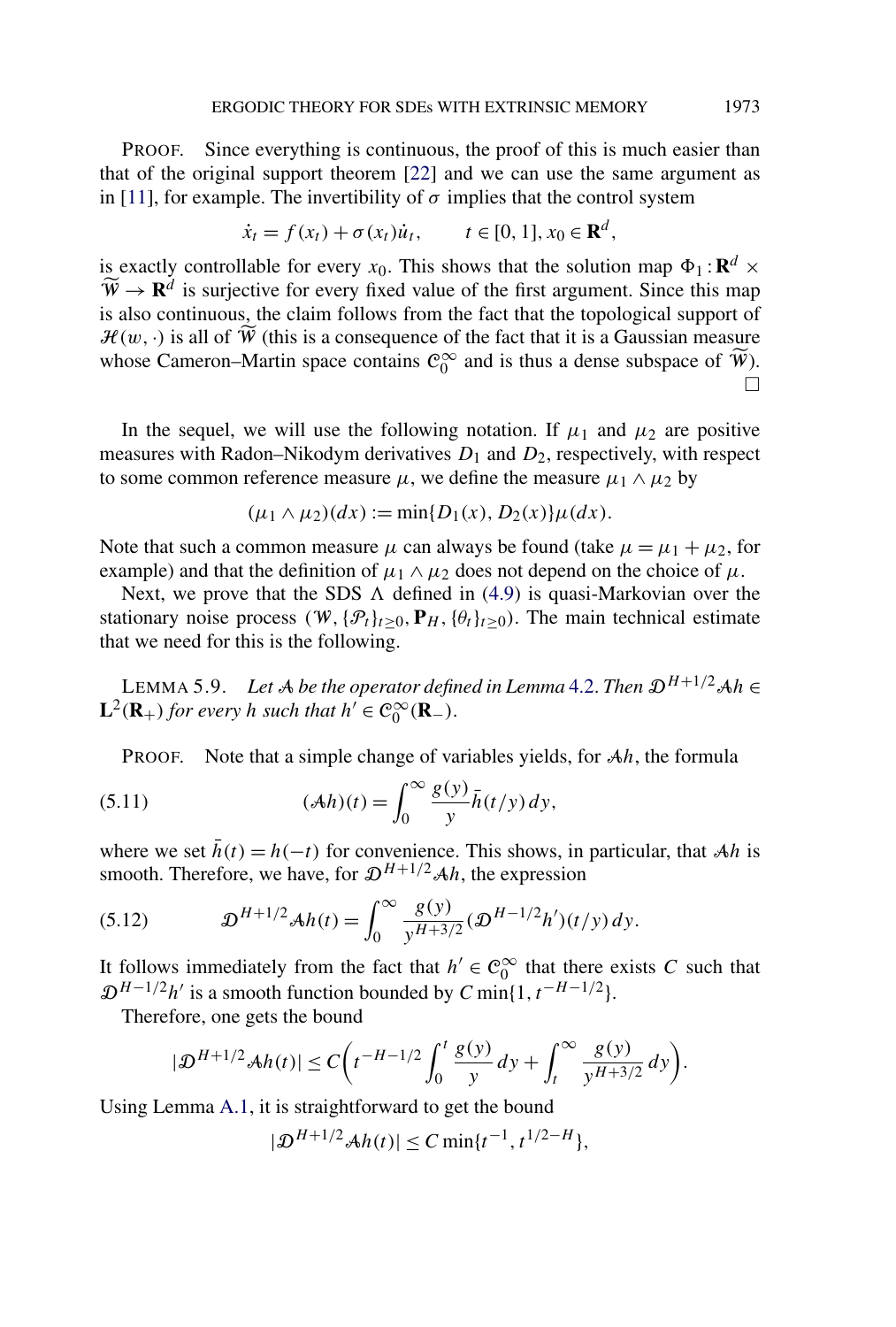PROOF. Since everything is continuous, the proof of this is much easier than that of the original support theorem [22] and we can use the same argument as in [11], for example. The invertibility of $\sigma$ implies that the control system

$$\dot{x}_t = f(x_t) + \sigma(x_t)\dot{u}_t, \qquad t \in [0,1], x_0 \in \mathbf{R}^d,$$

is exactly controllable for every $x_0$. This shows that the solution map $\Phi_1 : \mathbf{R}^d \times \widetilde{\mathcal{W}} \to \mathbf{R}^d$ is surjective for every fixed value of the first argument. Since this map is also continuous, the claim follows from the fact that the topological support of $\mathcal{H}(w, \cdot)$ is all of $\widetilde{\mathcal{W}}$ (this is a consequence of the fact that it is a Gaussian measure whose Cameron–Martin space contains $\mathcal{C}_0^\infty$ and is thus a dense subspace of $\widetilde{\mathcal{W}}$). $\square$

In the sequel, we will use the following notation. If $\mu_1$ and $\mu_2$ are positive measures with Radon–Nikodym derivatives $D_1$ and $D_2$, respectively, with respect to some common reference measure $\mu$, we define the measure $\mu_1 \wedge \mu_2$ by

$$(\mu_1 \wedge \mu_2)(dx) := \min\{D_1(x), D_2(x)\}\mu(dx).$$

Note that such a common measure $\mu$ can always be found (take $\mu = \mu_1 + \mu_2$, for example) and that the definition of $\mu_1 \wedge \mu_2$ does not depend on the choice of $\mu$.

Next, we prove that the SDS $\Lambda$ defined in (4.9) is quasi-Markovian over the stationary noise process $(\mathcal{W}, \{\mathcal{P}_t\}_{t \ge 0}, \mathbf{P}_H, \{\theta_t\}_{t \ge 0})$. The main technical estimate that we need for this is the following.

LEMMA 5.9. *Let $\mathcal{A}$ be the operator defined in Lemma 4.2. Then $\mathcal{D}^{H+1/2}\mathcal{A}h \in \mathbf{L}^2(\mathbf{R}_+)$ for every $h$ such that $h' \in \mathcal{C}_0^\infty(\mathbf{R}_-)$.*

PROOF. Note that a simple change of variables yields, for $\mathcal{A}h$, the formula

$$(\mathcal{A}h)(t) = \int_0^\infty \frac{g(y)}{y} \bar{h}(t/y)\, dy, \tag{5.11}$$

where we set $\bar{h}(t) = h(-t)$ for convenience. This shows, in particular, that $\mathcal{A}h$ is smooth. Therefore, we have, for $\mathcal{D}^{H+1/2}\mathcal{A}h$, the expression

$$\mathcal{D}^{H+1/2}\mathcal{A}h(t) = \int_0^\infty \frac{g(y)}{y^{H+3/2}} (\mathcal{D}^{H-1/2}h')(t/y)\, dy. \tag{5.12}$$

It follows immediately from the fact that $h' \in \mathcal{C}_0^\infty$ that there exists $C$ such that $\mathcal{D}^{H-1/2}h'$ is a smooth function bounded by $C\min\{1, t^{-H-1/2}\}$.

Therefore, one gets the bound

$$|\mathcal{D}^{H+1/2}\mathcal{A}h(t)| \le C\left(t^{-H-1/2}\int_0^t \frac{g(y)}{y}\, dy + \int_t^\infty \frac{g(y)}{y^{H+3/2}}\, dy\right).$$

Using Lemma A.1, it is straightforward to get the bound

$$|\mathcal{D}^{H+1/2}\mathcal{A}h(t)| \le C\min\{t^{-1}, t^{1/2-H}\},$$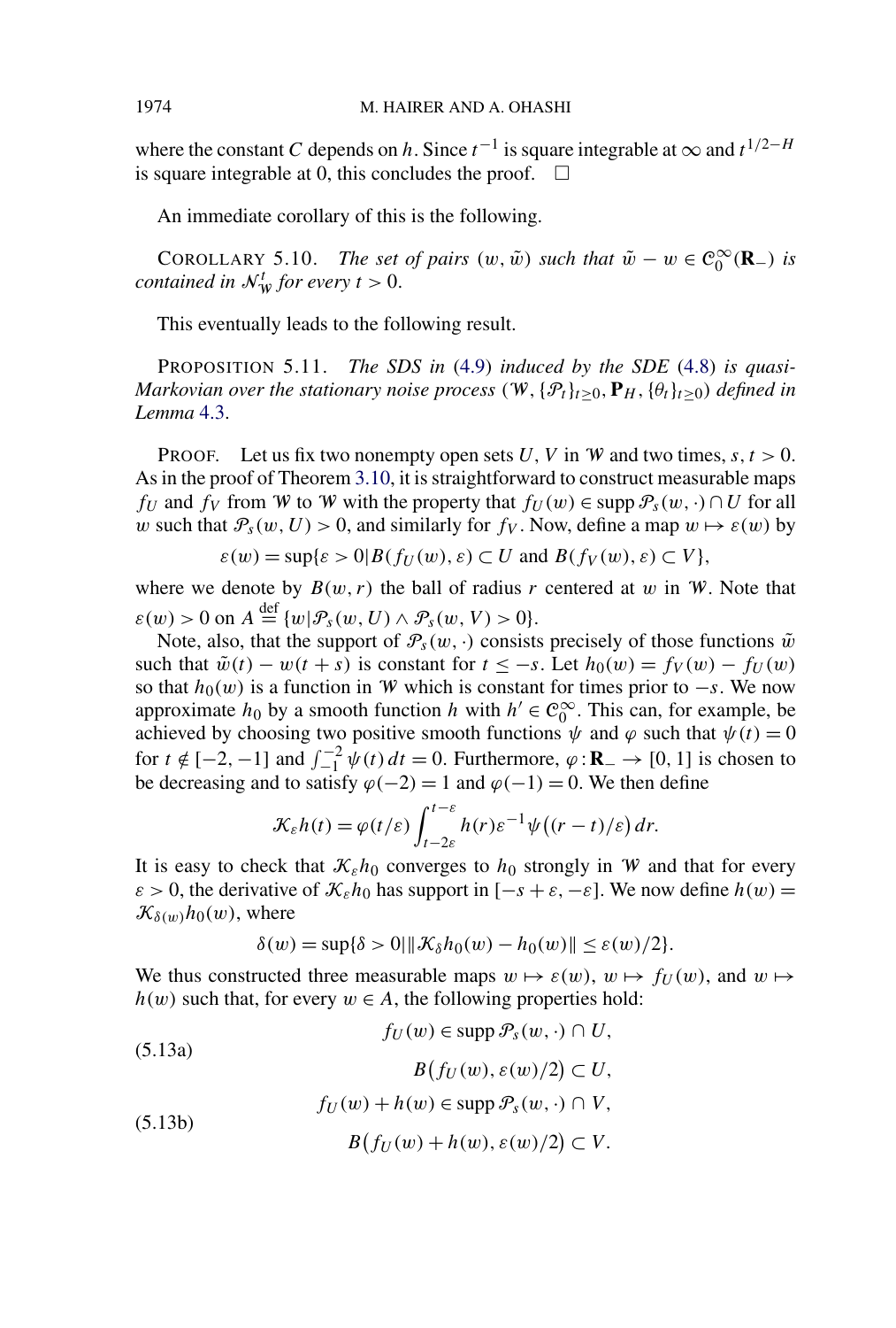where the constant $C$ depends on $h$. Since $t^{-1}$ is square integrable at $\infty$ and $t^{1/2-H}$ is square integrable at 0, this concludes the proof. $\square$

An immediate corollary of this is the following.

COROLLARY 5.10. *The set of pairs $(w, \tilde{w})$ such that $\tilde{w} - w \in \mathcal{C}_0^\infty(\mathbf{R}_-)$ is contained in $\mathcal{N}_{\mathcal{W}}^t$ for every $t > 0$.*

This eventually leads to the following result.

PROPOSITION 5.11. *The SDS in (4.9) induced by the SDE (4.8) is quasi-Markovian over the stationary noise process $(\mathcal{W}, \{\mathcal{P}_t\}_{t\geq 0}, \mathbf{P}_H, \{\theta_t\}_{t\geq 0})$ defined in Lemma 4.3.*

PROOF. Let us fix two nonempty open sets $U$, $V$ in $\mathcal{W}$ and two times, $s, t > 0$. As in the proof of Theorem 3.10, it is straightforward to construct measurable maps $f_U$ and $f_V$ from $\mathcal{W}$ to $\mathcal{W}$ with the property that $f_U(w) \in \operatorname{supp} \mathcal{P}_s(w, \cdot) \cap U$ for all $w$ such that $\mathcal{P}_s(w, U) > 0$, and similarly for $f_V$. Now, define a map $w \mapsto \varepsilon(w)$ by

$$\varepsilon(w) = \sup\{\varepsilon > 0 | B(f_U(w), \varepsilon) \subset U \text{ and } B(f_V(w), \varepsilon) \subset V\},$$

where we denote by $B(w, r)$ the ball of radius $r$ centered at $w$ in $\mathcal{W}$. Note that $\varepsilon(w) > 0$ on $A \stackrel{\text{def}}{=} \{w | \mathcal{P}_s(w, U) \wedge \mathcal{P}_s(w, V) > 0\}$.

Note, also, that the support of $\mathcal{P}_s(w, \cdot)$ consists precisely of those functions $\tilde{w}$ such that $\tilde{w}(t) - w(t+s)$ is constant for $t \leq -s$. Let $h_0(w) = f_V(w) - f_U(w)$ so that $h_0(w)$ is a function in $\mathcal{W}$ which is constant for times prior to $-s$. We now approximate $h_0$ by a smooth function $h$ with $h' \in \mathcal{C}_0^\infty$. This can, for example, be achieved by choosing two positive smooth functions $\psi$ and $\varphi$ such that $\psi(t) = 0$ for $t \notin [-2, -1]$ and $\int_{-1}^{-2} \psi(t)\, dt = 0$. Furthermore, $\varphi : \mathbf{R}_- \to [0, 1]$ is chosen to be decreasing and to satisfy $\varphi(-2) = 1$ and $\varphi(-1) = 0$. We then define

$$\mathcal{K}_\varepsilon h(t) = \varphi(t/\varepsilon) \int_{t-2\varepsilon}^{t-\varepsilon} h(r) \varepsilon^{-1} \psi\bigl((r-t)/\varepsilon\bigr)\, dr.$$

It is easy to check that $\mathcal{K}_\varepsilon h_0$ converges to $h_0$ strongly in $\mathcal{W}$ and that for every $\varepsilon > 0$, the derivative of $\mathcal{K}_\varepsilon h_0$ has support in $[-s + \varepsilon, -\varepsilon]$. We now define $h(w) = \mathcal{K}_{\delta(w)} h_0(w)$, where

$$\delta(w) = \sup\{\delta > 0 | \|\mathcal{K}_\delta h_0(w) - h_0(w)\| \leq \varepsilon(w)/2\}.$$

We thus constructed three measurable maps $w \mapsto \varepsilon(w)$, $w \mapsto f_U(w)$, and $w \mapsto h(w)$ such that, for every $w \in A$, the following properties hold:

$$\begin{aligned} &f_U(w) \in \operatorname{supp} \mathcal{P}_s(w, \cdot) \cap U, \\ &B\bigl(f_U(w), \varepsilon(w)/2\bigr) \subset U, \end{aligned} \tag{5.13a}$$

$$\begin{aligned} &f_U(w) + h(w) \in \operatorname{supp} \mathcal{P}_s(w, \cdot) \cap V, \\ &B\bigl(f_U(w) + h(w), \varepsilon(w)/2\bigr) \subset V. \end{aligned} \tag{5.13b}$$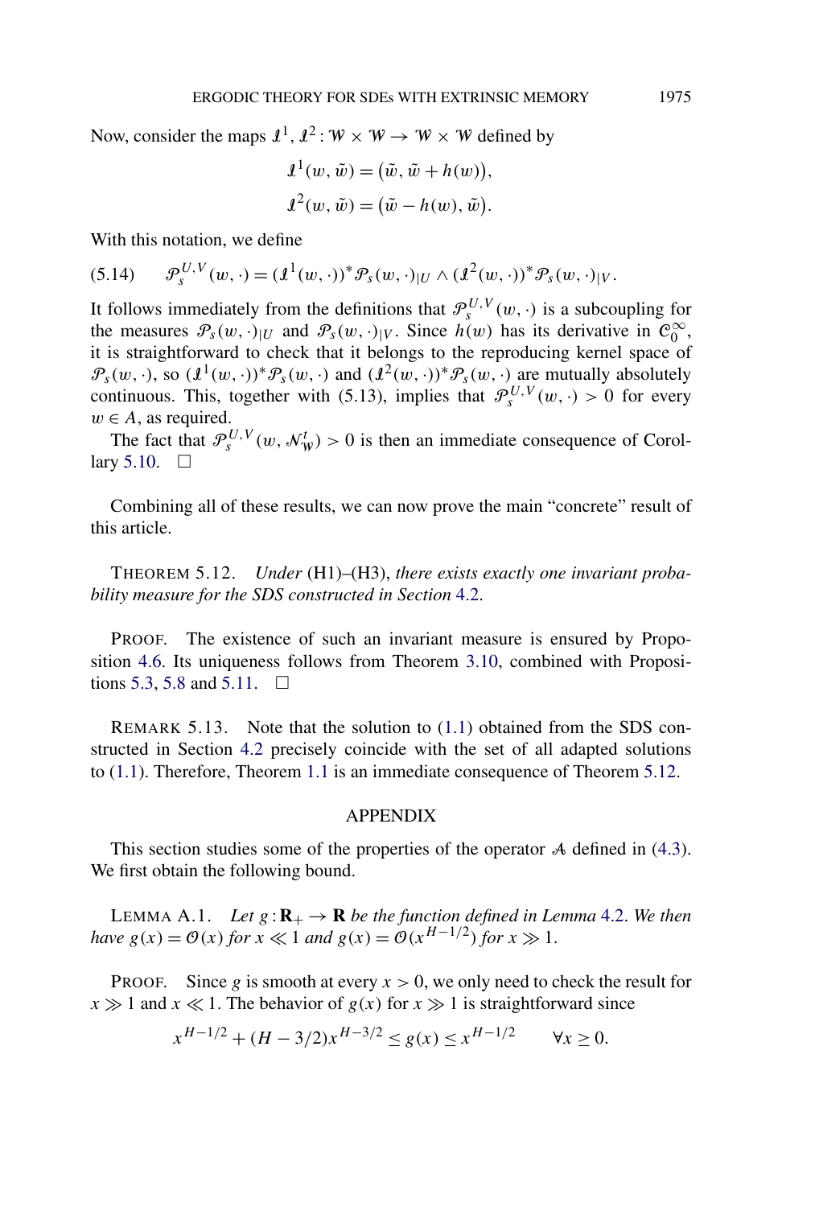Now, consider the maps $\mathcal{I}^1, \mathcal{I}^2 : \mathcal{W} \times \mathcal{W} \to \mathcal{W} \times \mathcal{W}$ defined by

$$\mathcal{I}^1(w, \tilde{w}) = (\tilde{w}, \tilde{w} + h(w)),$$
$$\mathcal{I}^2(w, \tilde{w}) = (\tilde{w} - h(w), \tilde{w}).$$

With this notation, we define

$$\mathcal{P}_s^{U,V}(w, \cdot) = (\mathcal{I}^1(w, \cdot))^* \mathcal{P}_s(w, \cdot)_{|U} \wedge (\mathcal{I}^2(w, \cdot))^* \mathcal{P}_s(w, \cdot)_{|V}. \tag{5.14}$$

It follows immediately from the definitions that $\mathcal{P}_s^{U,V}(w, \cdot)$ is a subcoupling for the measures $\mathcal{P}_s(w, \cdot)_{|U}$ and $\mathcal{P}_s(w, \cdot)_{|V}$. Since $h(w)$ has its derivative in $\mathcal{C}_0^\infty$, it is straightforward to check that it belongs to the reproducing kernel space of $\mathcal{P}_s(w, \cdot)$, so $(\mathcal{I}^1(w, \cdot))^* \mathcal{P}_s(w, \cdot)$ and $(\mathcal{I}^2(w, \cdot))^* \mathcal{P}_s(w, \cdot)$ are mutually absolutely continuous. This, together with (5.13), implies that $\mathcal{P}_s^{U,V}(w, \cdot) > 0$ for every $w \in A$, as required.

The fact that $\mathcal{P}_s^{U,V}(w, \mathcal{N}_{\mathcal{W}}^t) > 0$ is then an immediate consequence of Corollary 5.10. $\square$

Combining all of these results, we can now prove the main "concrete" result of this article.

THEOREM 5.12. *Under* (H1)–(H3), *there exists exactly one invariant probability measure for the SDS constructed in Section* 4.2.

PROOF. The existence of such an invariant measure is ensured by Proposition 4.6. Its uniqueness follows from Theorem 3.10, combined with Propositions 5.3, 5.8 and 5.11. $\square$

REMARK 5.13. Note that the solution to (1.1) obtained from the SDS constructed in Section 4.2 precisely coincide with the set of all adapted solutions to (1.1). Therefore, Theorem 1.1 is an immediate consequence of Theorem 5.12.

## APPENDIX

This section studies some of the properties of the operator $\mathcal{A}$ defined in (4.3). We first obtain the following bound.

LEMMA A.1. *Let $g : \mathbf{R}_+ \to \mathbf{R}$ be the function defined in Lemma 4.2. We then have $g(x) = \mathcal{O}(x)$ for $x \ll 1$ and $g(x) = \mathcal{O}(x^{H-1/2})$ for $x \gg 1$.*

PROOF. Since $g$ is smooth at every $x > 0$, we only need to check the result for $x \gg 1$ and $x \ll 1$. The behavior of $g(x)$ for $x \gg 1$ is straightforward since

$$x^{H-1/2} + (H - 3/2)x^{H-3/2} \le g(x) \le x^{H-1/2} \qquad \forall x \ge 0.$$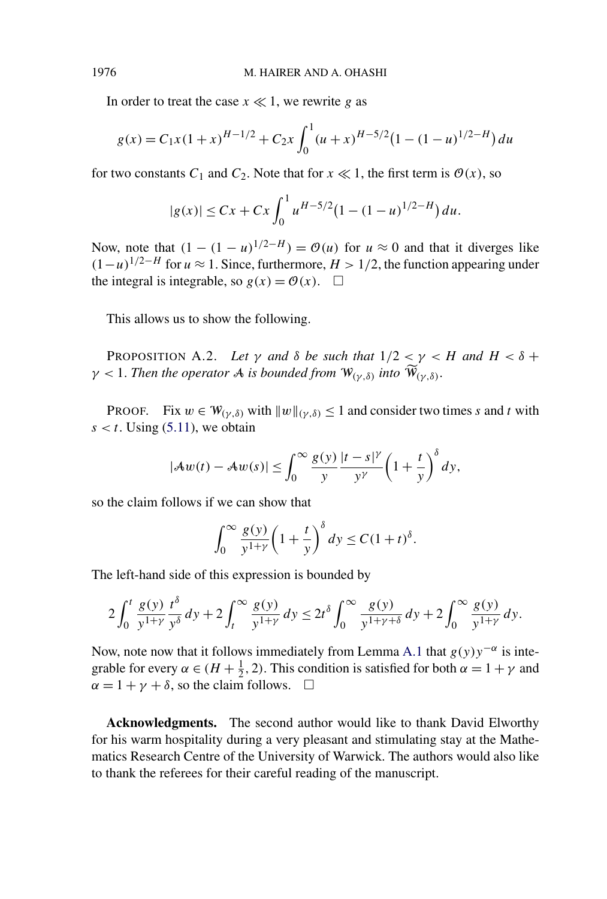In order to treat the case $x \ll 1$, we rewrite $g$ as

$$g(x) = C_1 x(1+x)^{H-1/2} + C_2 x \int_0^1 (u+x)^{H-5/2}\bigl(1-(1-u)^{1/2-H}\bigr)\,du$$

for two constants $C_1$ and $C_2$. Note that for $x \ll 1$, the first term is $\mathcal{O}(x)$, so

$$|g(x)| \le Cx + Cx \int_0^1 u^{H-5/2}\bigl(1-(1-u)^{1/2-H}\bigr)\,du.$$

Now, note that $(1-(1-u)^{1/2-H}) = \mathcal{O}(u)$ for $u \approx 0$ and that it diverges like $(1-u)^{1/2-H}$ for $u \approx 1$. Since, furthermore, $H > 1/2$, the function appearing under the integral is integrable, so $g(x) = \mathcal{O}(x)$. $\square$

This allows us to show the following.

PROPOSITION A.2. *Let $\gamma$ and $\delta$ be such that $1/2 < \gamma < H$ and $H < \delta + \gamma < 1$. Then the operator $\mathcal{A}$ is bounded from $\mathcal{W}_{(\gamma,\delta)}$ into $\widetilde{\mathcal{W}}_{(\gamma,\delta)}$.*

PROOF. Fix $w \in \mathcal{W}_{(\gamma,\delta)}$ with $\|w\|_{(\gamma,\delta)} \le 1$ and consider two times $s$ and $t$ with $s < t$. Using (5.11), we obtain

$$|\mathcal{A}w(t) - \mathcal{A}w(s)| \le \int_0^\infty \frac{g(y)}{y} \frac{|t-s|^\gamma}{y^\gamma}\left(1+\frac{t}{y}\right)^\delta dy,$$

so the claim follows if we can show that

$$\int_0^\infty \frac{g(y)}{y^{1+\gamma}}\left(1+\frac{t}{y}\right)^\delta dy \le C(1+t)^\delta.$$

The left-hand side of this expression is bounded by

$$2\int_0^t \frac{g(y)}{y^{1+\gamma}}\frac{t^\delta}{y^\delta}\,dy + 2\int_t^\infty \frac{g(y)}{y^{1+\gamma}}\,dy \le 2t^\delta \int_0^\infty \frac{g(y)}{y^{1+\gamma+\delta}}\,dy + 2\int_0^\infty \frac{g(y)}{y^{1+\gamma}}\,dy.$$

Now, note now that it follows immediately from Lemma A.1 that $g(y)y^{-\alpha}$ is integrable for every $\alpha \in (H+\frac{1}{2}, 2)$. This condition is satisfied for both $\alpha = 1+\gamma$ and $\alpha = 1+\gamma+\delta$, so the claim follows. $\square$

**Acknowledgments.** The second author would like to thank David Elworthy for his warm hospitality during a very pleasant and stimulating stay at the Mathematics Research Centre of the University of Warwick. The authors would also like to thank the referees for their careful reading of the manuscript.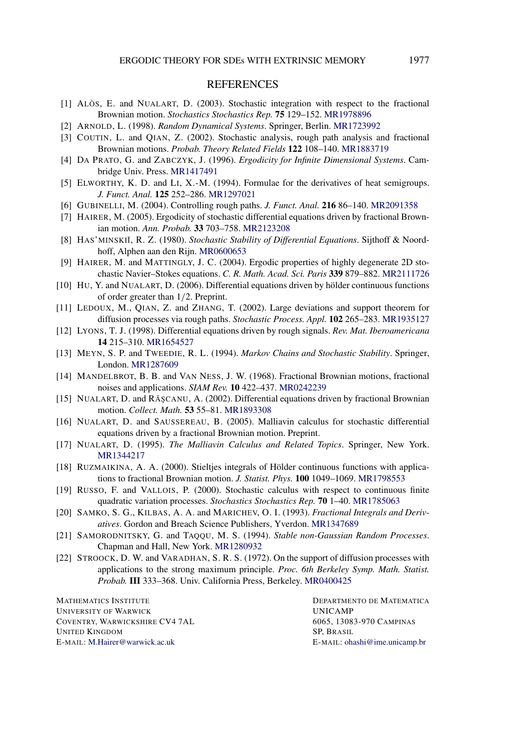## REFERENCES

[1] ALÒS, E. and NUALART, D. (2003). Stochastic integration with respect to the fractional Brownian motion. *Stochastics Stochastics Rep.* **75** 129–152. MR1978896

[2] ARNOLD, L. (1998). *Random Dynamical Systems*. Springer, Berlin. MR1723992

[3] COUTIN, L. and QIAN, Z. (2002). Stochastic analysis, rough path analysis and fractional Brownian motions. *Probab. Theory Related Fields* **122** 108–140. MR1883719

[4] DA PRATO, G. and ZABCZYK, J. (1996). *Ergodicity for Infinite Dimensional Systems*. Cambridge Univ. Press. MR1417491

[5] ELWORTHY, K. D. and LI, X.-M. (1994). Formulae for the derivatives of heat semigroups. *J. Funct. Anal.* **125** 252–286. MR1297021

[6] GUBINELLI, M. (2004). Controlling rough paths. *J. Funct. Anal.* **216** 86–140. MR2091358

[7] HAIRER, M. (2005). Ergodicity of stochastic differential equations driven by fractional Brownian motion. *Ann. Probab.* **33** 703–758. MR2123208

[8] HAS'MINSKIĬ, R. Z. (1980). *Stochastic Stability of Differential Equations*. Sijthoff & Noordhoff, Alphen aan den Rijn. MR0600653

[9] HAIRER, M. and MATTINGLY, J. C. (2004). Ergodic properties of highly degenerate 2D stochastic Navier–Stokes equations. *C. R. Math. Acad. Sci. Paris* **339** 879–882. MR2111726

[10] HU, Y. and NUALART, D. (2006). Differential equations driven by hölder continuous functions of order greater than $1/2$. Preprint.

[11] LEDOUX, M., QIAN, Z. and ZHANG, T. (2002). Large deviations and support theorem for diffusion processes via rough paths. *Stochastic Process. Appl.* **102** 265–283. MR1935127

[12] LYONS, T. J. (1998). Differential equations driven by rough signals. *Rev. Mat. Iberoamericana* **14** 215–310. MR1654527

[13] MEYN, S. P. and TWEEDIE, R. L. (1994). *Markov Chains and Stochastic Stability*. Springer, London. MR1287609

[14] MANDELBROT, B. B. and VAN NESS, J. W. (1968). Fractional Brownian motions, fractional noises and applications. *SIAM Rev.* **10** 422–437. MR0242239

[15] NUALART, D. and RĂŞCANU, A. (2002). Differential equations driven by fractional Brownian motion. *Collect. Math.* **53** 55–81. MR1893308

[16] NUALART, D. and SAUSSEREAU, B. (2005). Malliavin calculus for stochastic differential equations driven by a fractional Brownian motion. Preprint.

[17] NUALART, D. (1995). *The Malliavin Calculus and Related Topics*. Springer, New York. MR1344217

[18] RUZMAIKINA, A. A. (2000). Stieltjes integrals of Hölder continuous functions with applications to fractional Brownian motion. *J. Statist. Phys.* **100** 1049–1069. MR1798553

[19] RUSSO, F. and VALLOIS, P. (2000). Stochastic calculus with respect to continuous finite quadratic variation processes. *Stochastics Stochastics Rep.* **70** 1–40. MR1785063

[20] SAMKO, S. G., KILBAS, A. A. and MARICHEV, O. I. (1993). *Fractional Integrals and Derivatives*. Gordon and Breach Science Publishers, Yverdon. MR1347689

[21] SAMORODNITSKY, G. and TAQQU, M. S. (1994). *Stable non-Gaussian Random Processes*. Chapman and Hall, New York. MR1280932

[22] STROOCK, D. W. and VARADHAN, S. R. S. (1972). On the support of diffusion processes with applications to the strong maximum principle. *Proc. 6th Berkeley Symp. Math. Statist. Probab.* **III** 333–368. Univ. California Press, Berkeley. MR0400425

MATHEMATICS INSTITUTE
UNIVERSITY OF WARWICK
COVENTRY, WARWICKSHIRE CV4 7AL
UNITED KINGDOM
E-MAIL: M.Hairer@warwick.ac.uk

DEPARTMENTO DE MATEMATICA
UNICAMP
6065, 13083-970 CAMPINAS
SP, BRASIL
E-MAIL: ohashi@ime.unicamp.br